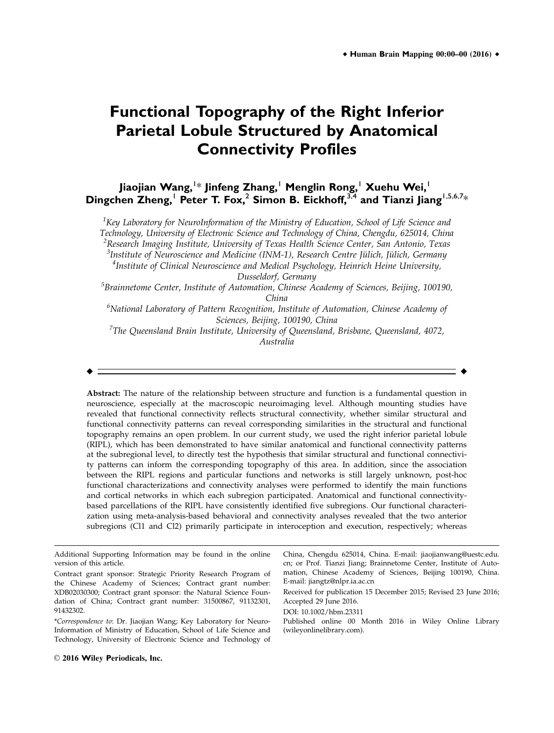# Functional Topography of the Right Inferior Parietal Lobule Structured by Anatomical Connectivity Profiles

**Jiaojian Wang,[1]* Jinfeng Zhang,[1] Menglin Rong,[1] Xuehu Wei,[1] Dingchen Zheng,[1] Peter T. Fox,[2] Simon B. Eickhoff,[3,4] and Tianzi Jiang[1,5,6,7]***

[1]*Key Laboratory for NeuroInformation of the Ministry of Education, School of Life Science and Technology, University of Electronic Science and Technology of China, Chengdu, 625014, China*
[2]*Research Imaging Institute, University of Texas Health Science Center, San Antonio, Texas*
[3]*Institute of Neuroscience and Medicine (INM-1), Research Centre Jülich, Jülich, Germany*
[4]*Institute of Clinical Neuroscience and Medical Psychology, Heinrich Heine University, Dusseldorf, Germany*
[5]*Brainnetome Center, Institute of Automation, Chinese Academy of Sciences, Beijing, 100190, China*
[6]*National Laboratory of Pattern Recognition, Institute of Automation, Chinese Academy of Sciences, Beijing, 100190, China*
[7]*The Queensland Brain Institute, University of Queensland, Brisbane, Queensland, 4072, Australia*

**Abstract:** The nature of the relationship between structure and function is a fundamental question in neuroscience, especially at the macroscopic neuroimaging level. Although mounting studies have revealed that functional connectivity reflects structural connectivity, whether similar structural and functional connectivity patterns can reveal corresponding similarities in the structural and functional topography remains an open problem. In our current study, we used the right inferior parietal lobule (RIPL), which has been demonstrated to have similar anatomical and functional connectivity patterns at the subregional level, to directly test the hypothesis that similar structural and functional connectivity patterns can inform the corresponding topography of this area. In addition, since the association between the RIPL regions and particular functions and networks is still largely unknown, post-hoc functional characterizations and connectivity analyses were performed to identify the main functions and cortical networks in which each subregion participated. Anatomical and functional connectivity-based parcellations of the RIPL have consistently identified five subregions. Our functional characterization using meta-analysis-based behavioral and connectivity analyses revealed that the two anterior subregions (Cl1 and Cl2) primarily participate in interoception and execution, respectively; whereas

---

Additional Supporting Information may be found in the online version of this article.

Contract grant sponsor: Strategic Priority Research Program of the Chinese Academy of Sciences; Contract grant number: XDB02030300; Contract grant sponsor: the Natural Science Foundation of China; Contract grant number: 31500867, 91132301, 91432302.

*Correspondence to: Dr. Jiaojian Wang; Key Laboratory for NeuroInformation of Ministry of Education, School of Life Science and Technology, University of Electronic Science and Technology of China, Chengdu 625014, China. E-mail: jiaojianwang@uestc.edu.cn; or Prof. Tianzi Jiang; Brainnetome Center, Institute of Automation, Chinese Academy of Sciences, Beijing 100190, China. E-mail: jiangtz@nlpr.ia.ac.cn

Received for publication 15 December 2015; Revised 23 June 2016; Accepted 29 June 2016.

DOI: 10.1002/hbm.23311

Published online 00 Month 2016 in Wiley Online Library (wileyonlinelibrary.com).

© 2016 Wiley Periodicals, Inc.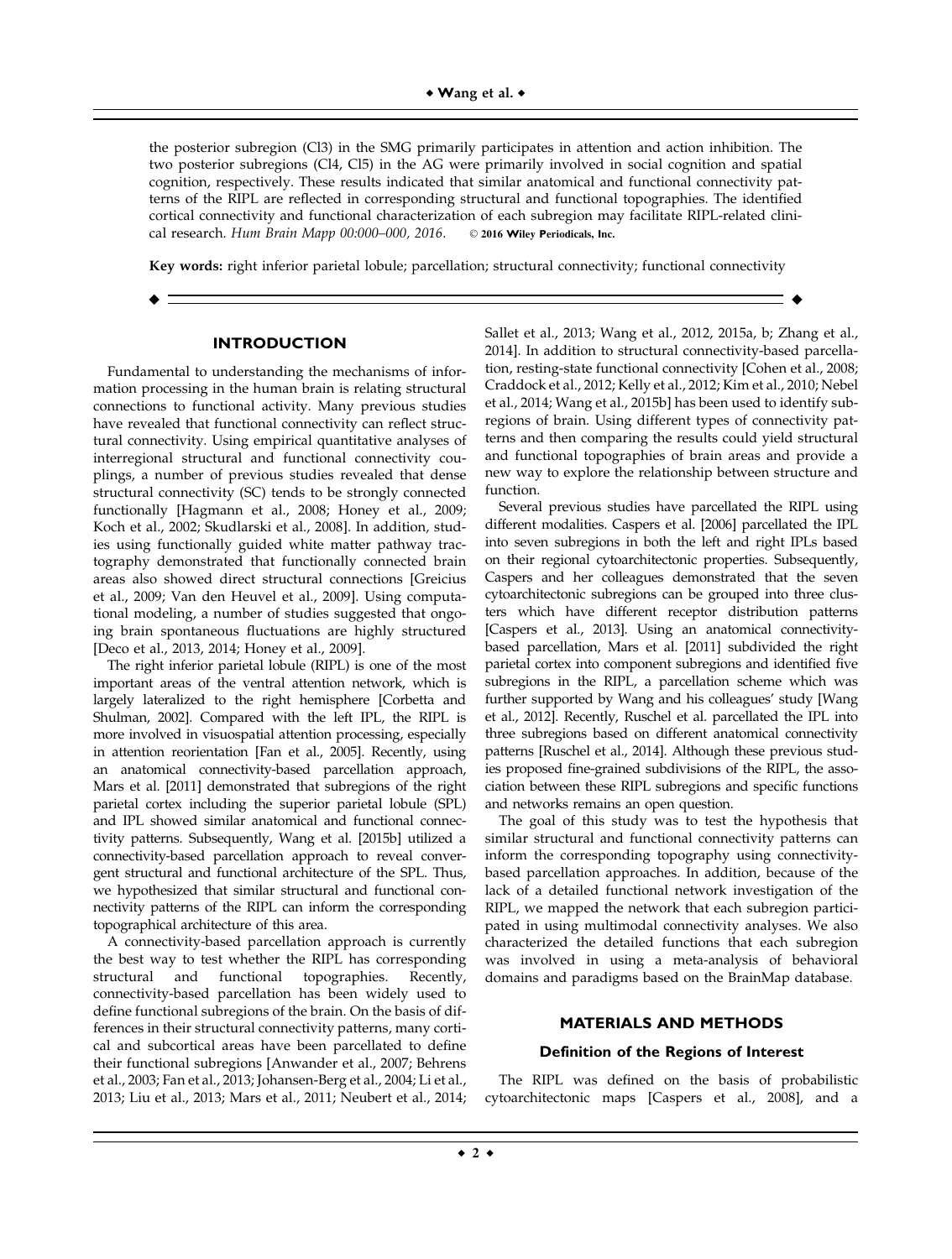the posterior subregion (Cl3) in the SMG primarily participates in attention and action inhibition. The two posterior subregions (Cl4, Cl5) in the AG were primarily involved in social cognition and spatial cognition, respectively. These results indicated that similar anatomical and functional connectivity patterns of the RIPL are reflected in corresponding structural and functional topographies. The identified cortical connectivity and functional characterization of each subregion may facilitate RIPL-related clinical research. *Hum Brain Mapp 00:000–000, 2016.* © **2016 Wiley Periodicals, Inc.**

**Key words:** right inferior parietal lobule; parcellation; structural connectivity; functional connectivity

## INTRODUCTION

Fundamental to understanding the mechanisms of information processing in the human brain is relating structural connections to functional activity. Many previous studies have revealed that functional connectivity can reflect structural connectivity. Using empirical quantitative analyses of interregional structural and functional connectivity couplings, a number of previous studies revealed that dense structural connectivity (SC) tends to be strongly connected functionally [Hagmann et al., 2008; Honey et al., 2009; Koch et al., 2002; Skudlarski et al., 2008]. In addition, studies using functionally guided white matter pathway tractography demonstrated that functionally connected brain areas also showed direct structural connections [Greicius et al., 2009; Van den Heuvel et al., 2009]. Using computational modeling, a number of studies suggested that ongoing brain spontaneous fluctuations are highly structured [Deco et al., 2013, 2014; Honey et al., 2009].

The right inferior parietal lobule (RIPL) is one of the most important areas of the ventral attention network, which is largely lateralized to the right hemisphere [Corbetta and Shulman, 2002]. Compared with the left IPL, the RIPL is more involved in visuospatial attention processing, especially in attention reorientation [Fan et al., 2005]. Recently, using an anatomical connectivity-based parcellation approach, Mars et al. [2011] demonstrated that subregions of the right parietal cortex including the superior parietal lobule (SPL) and IPL showed similar anatomical and functional connectivity patterns. Subsequently, Wang et al. [2015b] utilized a connectivity-based parcellation approach to reveal convergent structural and functional architecture of the SPL. Thus, we hypothesized that similar structural and functional connectivity patterns of the RIPL can inform the corresponding topographical architecture of this area.

A connectivity-based parcellation approach is currently the best way to test whether the RIPL has corresponding structural and functional topographies. Recently, connectivity-based parcellation has been widely used to define functional subregions of the brain. On the basis of differences in their structural connectivity patterns, many cortical and subcortical areas have been parcellated to define their functional subregions [Anwander et al., 2007; Behrens et al., 2003; Fan et al., 2013; Johansen-Berg et al., 2004; Li et al., 2013; Liu et al., 2013; Mars et al., 2011; Neubert et al., 2014; Sallet et al., 2013; Wang et al., 2012, 2015a, b; Zhang et al., 2014]. In addition to structural connectivity-based parcellation, resting-state functional connectivity [Cohen et al., 2008; Craddock et al., 2012; Kelly et al., 2012; Kim et al., 2010; Nebel et al., 2014; Wang et al., 2015b] has been used to identify subregions of brain. Using different types of connectivity patterns and then comparing the results could yield structural and functional topographies of brain areas and provide a new way to explore the relationship between structure and function.

Several previous studies have parcellated the RIPL using different modalities. Caspers et al. [2006] parcellated the IPL into seven subregions in both the left and right IPLs based on their regional cytoarchitectonic properties. Subsequently, Caspers and her colleagues demonstrated that the seven cytoarchitectonic subregions can be grouped into three clusters which have different receptor distribution patterns [Caspers et al., 2013]. Using an anatomical connectivity-based parcellation, Mars et al. [2011] subdivided the right parietal cortex into component subregions and identified five subregions in the RIPL, a parcellation scheme which was further supported by Wang and his colleagues' study [Wang et al., 2012]. Recently, Ruschel et al. parcellated the IPL into three subregions based on different anatomical connectivity patterns [Ruschel et al., 2014]. Although these previous studies proposed fine-grained subdivisions of the RIPL, the association between these RIPL subregions and specific functions and networks remains an open question.

The goal of this study was to test the hypothesis that similar structural and functional connectivity patterns can inform the corresponding topography using connectivity-based parcellation approaches. In addition, because of the lack of a detailed functional network investigation of the RIPL, we mapped the network that each subregion participated in using multimodal connectivity analyses. We also characterized the detailed functions that each subregion was involved in using a meta-analysis of behavioral domains and paradigms based on the BrainMap database.

## MATERIALS AND METHODS

### Definition of the Regions of Interest

The RIPL was defined on the basis of probabilistic cytoarchitectonic maps [Caspers et al., 2008], and a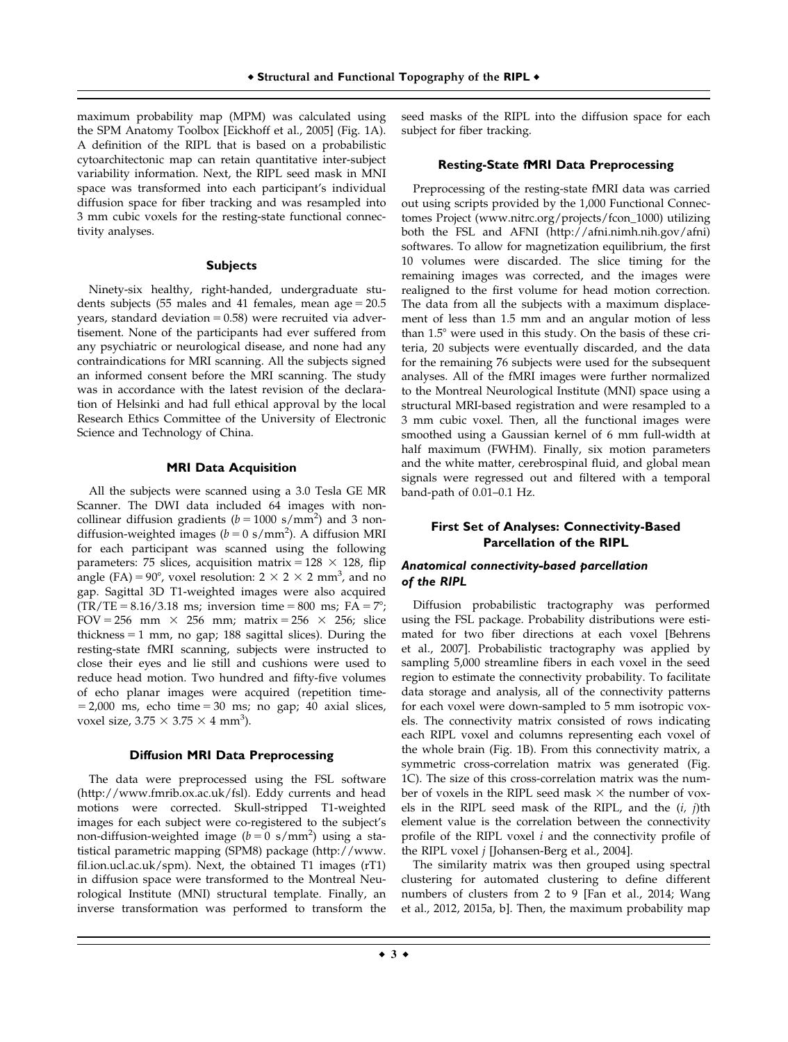maximum probability map (MPM) was calculated using the SPM Anatomy Toolbox [Eickhoff et al., 2005] (Fig. 1A). A definition of the RIPL that is based on a probabilistic cytoarchitectonic map can retain quantitative inter-subject variability information. Next, the RIPL seed mask in MNI space was transformed into each participant's individual diffusion space for fiber tracking and was resampled into 3 mm cubic voxels for the resting-state functional connectivity analyses.

### Subjects

Ninety-six healthy, right-handed, undergraduate students subjects (55 males and 41 females, mean age = 20.5 years, standard deviation = 0.58) were recruited via advertisement. None of the participants had ever suffered from any psychiatric or neurological disease, and none had any contraindications for MRI scanning. All the subjects signed an informed consent before the MRI scanning. The study was in accordance with the latest revision of the declaration of Helsinki and had full ethical approval by the local Research Ethics Committee of the University of Electronic Science and Technology of China.

### MRI Data Acquisition

All the subjects were scanned using a 3.0 Tesla GE MR Scanner. The DWI data included 64 images with noncollinear diffusion gradients ($b = 1000$ s/mm$^2$) and 3 nondiffusion-weighted images ($b = 0$ s/mm$^2$). A diffusion MRI for each participant was scanned using the following parameters: 75 slices, acquisition matrix = 128 × 128, flip angle (FA) = 90°, voxel resolution: 2 × 2 × 2 mm$^3$, and no gap. Sagittal 3D T1-weighted images were also acquired (TR/TE = 8.16/3.18 ms; inversion time = 800 ms; FA = 7°; FOV = 256 mm × 256 mm; matrix = 256 × 256; slice thickness = 1 mm, no gap; 188 sagittal slices). During the resting-state fMRI scanning, subjects were instructed to close their eyes and lie still and cushions were used to reduce head motion. Two hundred and fifty-five volumes of echo planar images were acquired (repetition time = 2,000 ms, echo time = 30 ms; no gap; 40 axial slices, voxel size, 3.75 × 3.75 × 4 mm$^3$).

### Diffusion MRI Data Preprocessing

The data were preprocessed using the FSL software (http://www.fmrib.ox.ac.uk/fsl). Eddy currents and head motions were corrected. Skull-stripped T1-weighted images for each subject were co-registered to the subject's non-diffusion-weighted image ($b = 0$ s/mm$^2$) using a statistical parametric mapping (SPM8) package (http://www.fil.ion.ucl.ac.uk/spm). Next, the obtained T1 images (rT1) in diffusion space were transformed to the Montreal Neurological Institute (MNI) structural template. Finally, an inverse transformation was performed to transform the seed masks of the RIPL into the diffusion space for each subject for fiber tracking.

### Resting-State fMRI Data Preprocessing

Preprocessing of the resting-state fMRI data was carried out using scripts provided by the 1,000 Functional Connectomes Project (www.nitrc.org/projects/fcon_1000) utilizing both the FSL and AFNI (http://afni.nimh.nih.gov/afni) softwares. To allow for magnetization equilibrium, the first 10 volumes were discarded. The slice timing for the remaining images was corrected, and the images were realigned to the first volume for head motion correction. The data from all the subjects with a maximum displacement of less than 1.5 mm and an angular motion of less than 1.5° were used in this study. On the basis of these criteria, 20 subjects were eventually discarded, and the data for the remaining 76 subjects were used for the subsequent analyses. All of the fMRI images were further normalized to the Montreal Neurological Institute (MNI) space using a structural MRI-based registration and were resampled to a 3 mm cubic voxel. Then, all the functional images were smoothed using a Gaussian kernel of 6 mm full-width at half maximum (FWHM). Finally, six motion parameters and the white matter, cerebrospinal fluid, and global mean signals were regressed out and filtered with a temporal band-path of 0.01–0.1 Hz.

### First Set of Analyses: Connectivity-Based Parcellation of the RIPL

#### *Anatomical connectivity-based parcellation of the RIPL*

Diffusion probabilistic tractography was performed using the FSL package. Probability distributions were estimated for two fiber directions at each voxel [Behrens et al., 2007]. Probabilistic tractography was applied by sampling 5,000 streamline fibers in each voxel in the seed region to estimate the connectivity probability. To facilitate data storage and analysis, all of the connectivity patterns for each voxel were down-sampled to 5 mm isotropic voxels. The connectivity matrix consisted of rows indicating each RIPL voxel and columns representing each voxel of the whole brain (Fig. 1B). From this connectivity matrix, a symmetric cross-correlation matrix was generated (Fig. 1C). The size of this cross-correlation matrix was the number of voxels in the RIPL seed mask × the number of voxels in the RIPL seed mask of the RIPL, and the ($i$, $j$)th element value is the correlation between the connectivity profile of the RIPL voxel $i$ and the connectivity profile of the RIPL voxel $j$ [Johansen-Berg et al., 2004].

The similarity matrix was then grouped using spectral clustering for automated clustering to define different numbers of clusters from 2 to 9 [Fan et al., 2014; Wang et al., 2012, 2015a, b]. Then, the maximum probability map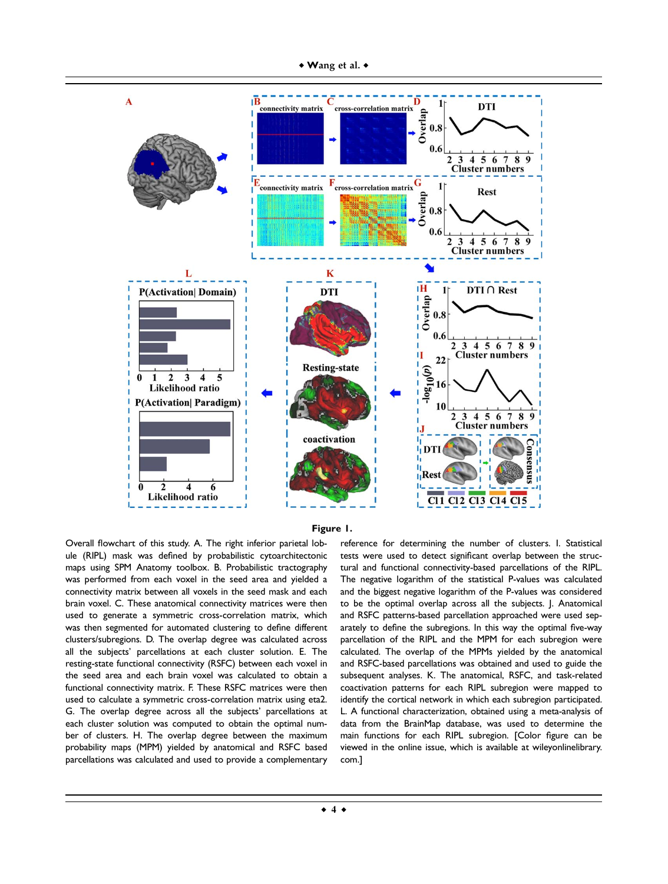**Figure 1.**

Overall flowchart of this study. A. The right inferior parietal lobule (RIPL) mask was defined by probabilistic cytoarchitectonic maps using SPM Anatomy toolbox. B. Probabilistic tractography was performed from each voxel in the seed area and yielded a connectivity matrix between all voxels in the seed mask and each brain voxel. C. These anatomical connectivity matrices were then used to generate a symmetric cross-correlation matrix, which was then segmented for automated clustering to define different clusters/subregions. D. The overlap degree was calculated across all the subjects' parcellations at each cluster solution. E. The resting-state functional connectivity (RSFC) between each voxel in the seed area and each brain voxel was calculated to obtain a functional connectivity matrix. F. These RSFC matrices were then used to calculate a symmetric cross-correlation matrix using eta2. G. The overlap degree across all the subjects' parcellations at each cluster solution was computed to obtain the optimal number of clusters. H. The overlap degree between the maximum probability maps (MPM) yielded by anatomical and RSFC based parcellations was calculated and used to provide a complementary reference for determining the number of clusters. I. Statistical tests were used to detect significant overlap between the structural and functional connectivity-based parcellations of the RIPL. The negative logarithm of the statistical P-values was calculated and the biggest negative logarithm of the P-values was considered to be the optimal overlap across all the subjects. J. Anatomical and RSFC patterns-based parcellation approached were used separately to define the subregions. In this way the optimal five-way parcellation of the RIPL and the MPM for each subregion were calculated. The overlap of the MPMs yielded by the anatomical and RSFC-based parcellations was obtained and used to guide the subsequent analyses. K. The anatomical, RSFC, and task-related coactivation patterns for each RIPL subregion were mapped to identify the cortical network in which each subregion participated. L. A functional characterization, obtained using a meta-analysis of data from the BrainMap database, was used to determine the main functions for each RIPL subregion. [Color figure can be viewed in the online issue, which is available at wileyonlinelibrary.com.]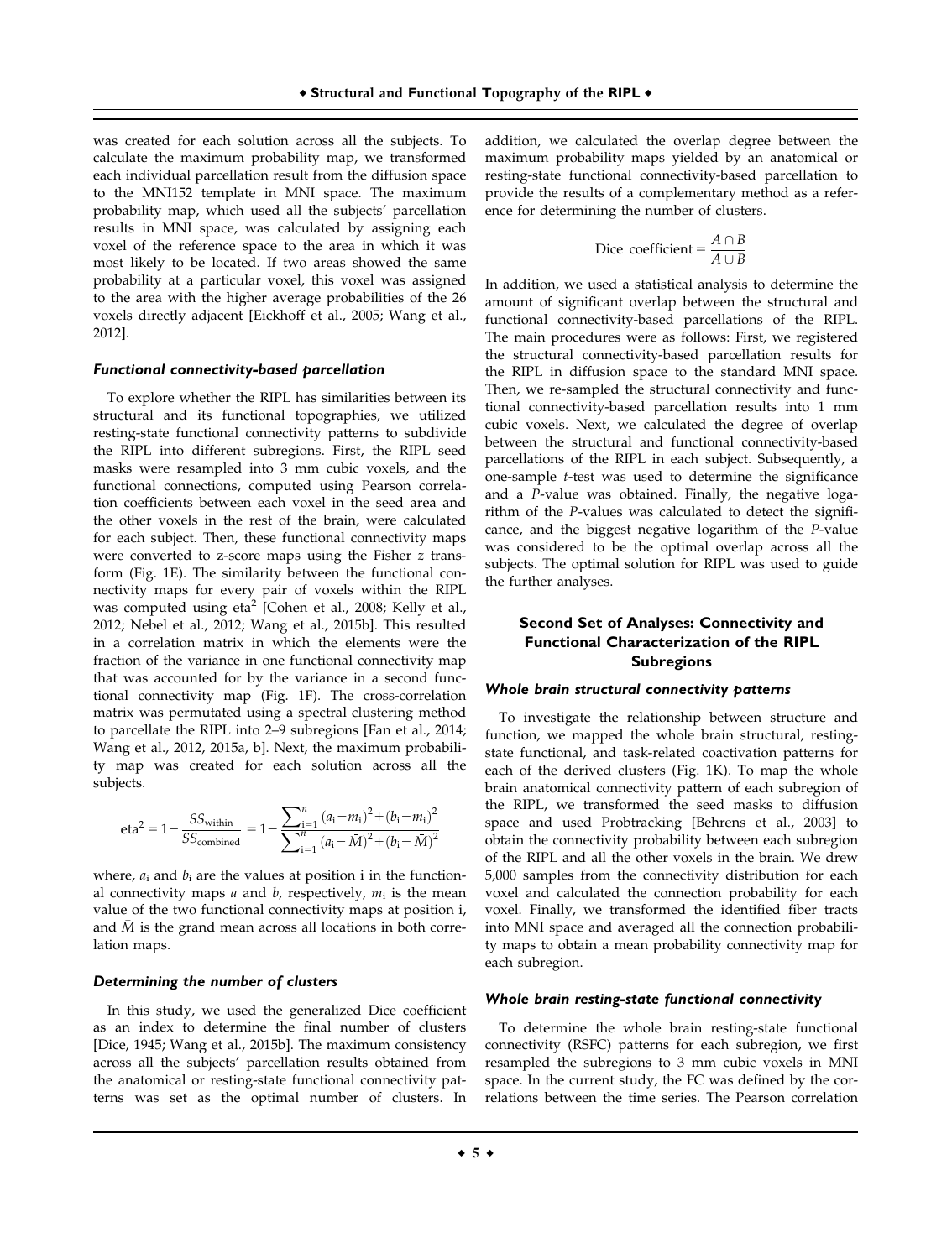was created for each solution across all the subjects. To calculate the maximum probability map, we transformed each individual parcellation result from the diffusion space to the MNI152 template in MNI space. The maximum probability map, which used all the subjects' parcellation results in MNI space, was calculated by assigning each voxel of the reference space to the area in which it was most likely to be located. If two areas showed the same probability at a particular voxel, this voxel was assigned to the area with the higher average probabilities of the 26 voxels directly adjacent [Eickhoff et al., 2005; Wang et al., 2012].

#### *Functional connectivity-based parcellation*

To explore whether the RIPL has similarities between its structural and its functional topographies, we utilized resting-state functional connectivity patterns to subdivide the RIPL into different subregions. First, the RIPL seed masks were resampled into 3 mm cubic voxels, and the functional connections, computed using Pearson correlation coefficients between each voxel in the seed area and the other voxels in the rest of the brain, were calculated for each subject. Then, these functional connectivity maps were converted to z-score maps using the Fisher *z* transform (Fig. 1E). The similarity between the functional connectivity maps for every pair of voxels within the RIPL was computed using eta$^2$ [Cohen et al., 2008; Kelly et al., 2012; Nebel et al., 2012; Wang et al., 2015b]. This resulted in a correlation matrix in which the elements were the fraction of the variance in one functional connectivity map that was accounted for by the variance in a second functional connectivity map (Fig. 1F). The cross-correlation matrix was permutated using a spectral clustering method to parcellate the RIPL into 2–9 subregions [Fan et al., 2014; Wang et al., 2012, 2015a, b]. Next, the maximum probability map was created for each solution across all the subjects.

$$\text{eta}^2 = 1 - \frac{SS_{\text{within}}}{SS_{\text{combined}}} = 1 - \frac{\sum_{i=1}^{n} (a_i - m_i)^2 + (b_i - m_i)^2}{\sum_{i=1}^{n} (a_i - \bar{M})^2 + (b_i - \bar{M})^2}$$

where, $a_i$ and $b_i$ are the values at position i in the functional connectivity maps $a$ and $b$, respectively, $m_i$ is the mean value of the two functional connectivity maps at position i, and $\bar{M}$ is the grand mean across all locations in both correlation maps.

#### *Determining the number of clusters*

In this study, we used the generalized Dice coefficient as an index to determine the final number of clusters [Dice, 1945; Wang et al., 2015b]. The maximum consistency across all the subjects' parcellation results obtained from the anatomical or resting-state functional connectivity patterns was set as the optimal number of clusters. In addition, we calculated the overlap degree between the maximum probability maps yielded by an anatomical or resting-state functional connectivity-based parcellation to provide the results of a complementary method as a reference for determining the number of clusters.

$$\text{Dice coefficient} = \frac{A \cap B}{A \cup B}$$

In addition, we used a statistical analysis to determine the amount of significant overlap between the structural and functional connectivity-based parcellations of the RIPL. The main procedures were as follows: First, we registered the structural connectivity-based parcellation results for the RIPL in diffusion space to the standard MNI space. Then, we re-sampled the structural connectivity and functional connectivity-based parcellation results into 1 mm cubic voxels. Next, we calculated the degree of overlap between the structural and functional connectivity-based parcellations of the RIPL in each subject. Subsequently, a one-sample *t*-test was used to determine the significance and a *P*-value was obtained. Finally, the negative logarithm of the *P*-values was calculated to detect the significance, and the biggest negative logarithm of the *P*-value was considered to be the optimal overlap across all the subjects. The optimal solution for RIPL was used to guide the further analyses.

### Second Set of Analyses: Connectivity and Functional Characterization of the RIPL Subregions

#### *Whole brain structural connectivity patterns*

To investigate the relationship between structure and function, we mapped the whole brain structural, resting-state functional, and task-related coactivation patterns for each of the derived clusters (Fig. 1K). To map the whole brain anatomical connectivity pattern of each subregion of the RIPL, we transformed the seed masks to diffusion space and used Probtracking [Behrens et al., 2003] to obtain the connectivity probability between each subregion of the RIPL and all the other voxels in the brain. We drew 5,000 samples from the connectivity distribution for each voxel and calculated the connection probability for each voxel. Finally, we transformed the identified fiber tracts into MNI space and averaged all the connection probability maps to obtain a mean probability connectivity map for each subregion.

#### *Whole brain resting-state functional connectivity*

To determine the whole brain resting-state functional connectivity (RSFC) patterns for each subregion, we first resampled the subregions to 3 mm cubic voxels in MNI space. In the current study, the FC was defined by the correlations between the time series. The Pearson correlation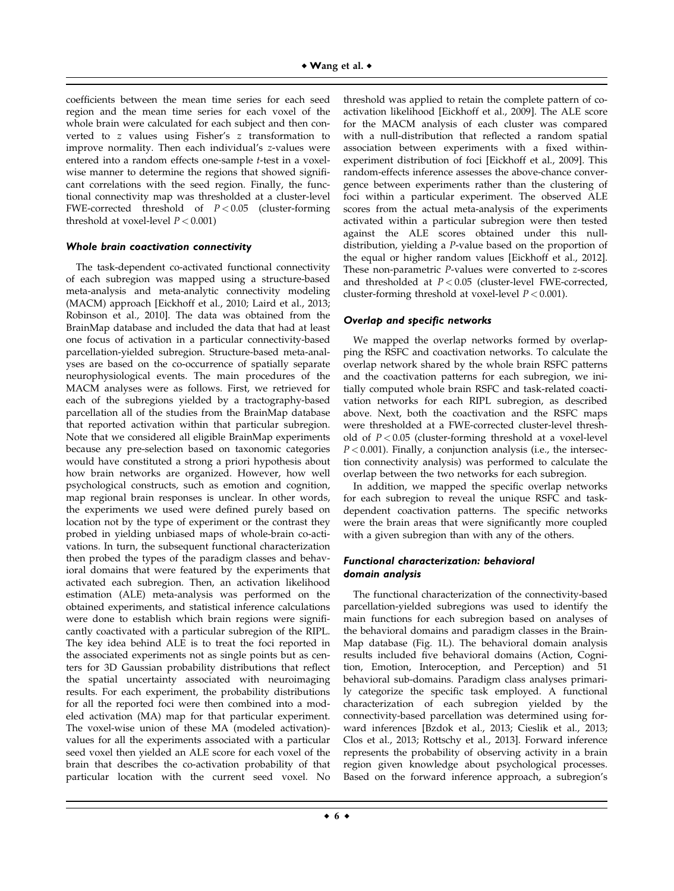coefficients between the mean time series for each seed region and the mean time series for each voxel of the whole brain were calculated for each subject and then converted to $z$ values using Fisher's $z$ transformation to improve normality. Then each individual's $z$-values were entered into a random effects one-sample $t$-test in a voxel-wise manner to determine the regions that showed significant correlations with the seed region. Finally, the functional connectivity map was thresholded at a cluster-level FWE-corrected threshold of $P < 0.05$ (cluster-forming threshold at voxel-level $P < 0.001$)

#### Whole brain coactivation connectivity

The task-dependent co-activated functional connectivity of each subregion was mapped using a structure-based meta-analysis and meta-analytic connectivity modeling (MACM) approach [Eickhoff et al., 2010; Laird et al., 2013; Robinson et al., 2010]. The data was obtained from the BrainMap database and included the data that had at least one focus of activation in a particular connectivity-based parcellation-yielded subregion. Structure-based meta-analyses are based on the co-occurrence of spatially separate neurophysiological events. The main procedures of the MACM analyses were as follows. First, we retrieved for each of the subregions yielded by a tractography-based parcellation all of the studies from the BrainMap database that reported activation within that particular subregion. Note that we considered all eligible BrainMap experiments because any pre-selection based on taxonomic categories would have constituted a strong a priori hypothesis about how brain networks are organized. However, how well psychological constructs, such as emotion and cognition, map regional brain responses is unclear. In other words, the experiments we used were defined purely based on location not by the type of experiment or the contrast they probed in yielding unbiased maps of whole-brain co-activations. In turn, the subsequent functional characterization then probed the types of the paradigm classes and behavioral domains that were featured by the experiments that activated each subregion. Then, an activation likelihood estimation (ALE) meta-analysis was performed on the obtained experiments, and statistical inference calculations were done to establish which brain regions were significantly coactivated with a particular subregion of the RIPL. The key idea behind ALE is to treat the foci reported in the associated experiments not as single points but as centers for 3D Gaussian probability distributions that reflect the spatial uncertainty associated with neuroimaging results. For each experiment, the probability distributions for all the reported foci were then combined into a modeled activation (MA) map for that particular experiment. The voxel-wise union of these MA (modeled activation)-values for all the experiments associated with a particular seed voxel then yielded an ALE score for each voxel of the brain that describes the co-activation probability of that particular location with the current seed voxel. No threshold was applied to retain the complete pattern of co-activation likelihood [Eickhoff et al., 2009]. The ALE score for the MACM analysis of each cluster was compared with a null-distribution that reflected a random spatial association between experiments with a fixed within-experiment distribution of foci [Eickhoff et al., 2009]. This random-effects inference assesses the above-chance convergence between experiments rather than the clustering of foci within a particular experiment. The observed ALE scores from the actual meta-analysis of the experiments activated within a particular subregion were then tested against the ALE scores obtained under this null-distribution, yielding a $P$-value based on the proportion of the equal or higher random values [Eickhoff et al., 2012]. These non-parametric $P$-values were converted to $z$-scores and thresholded at $P < 0.05$ (cluster-level FWE-corrected, cluster-forming threshold at voxel-level $P < 0.001$).

#### Overlap and specific networks

We mapped the overlap networks formed by overlapping the RSFC and coactivation networks. To calculate the overlap network shared by the whole brain RSFC patterns and the coactivation patterns for each subregion, we initially computed whole brain RSFC and task-related coactivation networks for each RIPL subregion, as described above. Next, both the coactivation and the RSFC maps were thresholded at a FWE-corrected cluster-level threshold of $P < 0.05$ (cluster-forming threshold at a voxel-level $P < 0.001$). Finally, a conjunction analysis (i.e., the intersection connectivity analysis) was performed to calculate the overlap between the two networks for each subregion.

In addition, we mapped the specific overlap networks for each subregion to reveal the unique RSFC and task-dependent coactivation patterns. The specific networks were the brain areas that were significantly more coupled with a given subregion than with any of the others.

#### Functional characterization: behavioral domain analysis

The functional characterization of the connectivity-based parcellation-yielded subregions was used to identify the main functions for each subregion based on analyses of the behavioral domains and paradigm classes in the BrainMap database (Fig. 1L). The behavioral domain analysis results included five behavioral domains (Action, Cognition, Emotion, Interoception, and Perception) and 51 behavioral sub-domains. Paradigm class analyses primarily categorize the specific task employed. A functional characterization of each subregion yielded by the connectivity-based parcellation was determined using forward inferences [Bzdok et al., 2013; Cieslik et al., 2013; Clos et al., 2013; Rottschy et al., 2013]. Forward inference represents the probability of observing activity in a brain region given knowledge about psychological processes. Based on the forward inference approach, a subregion's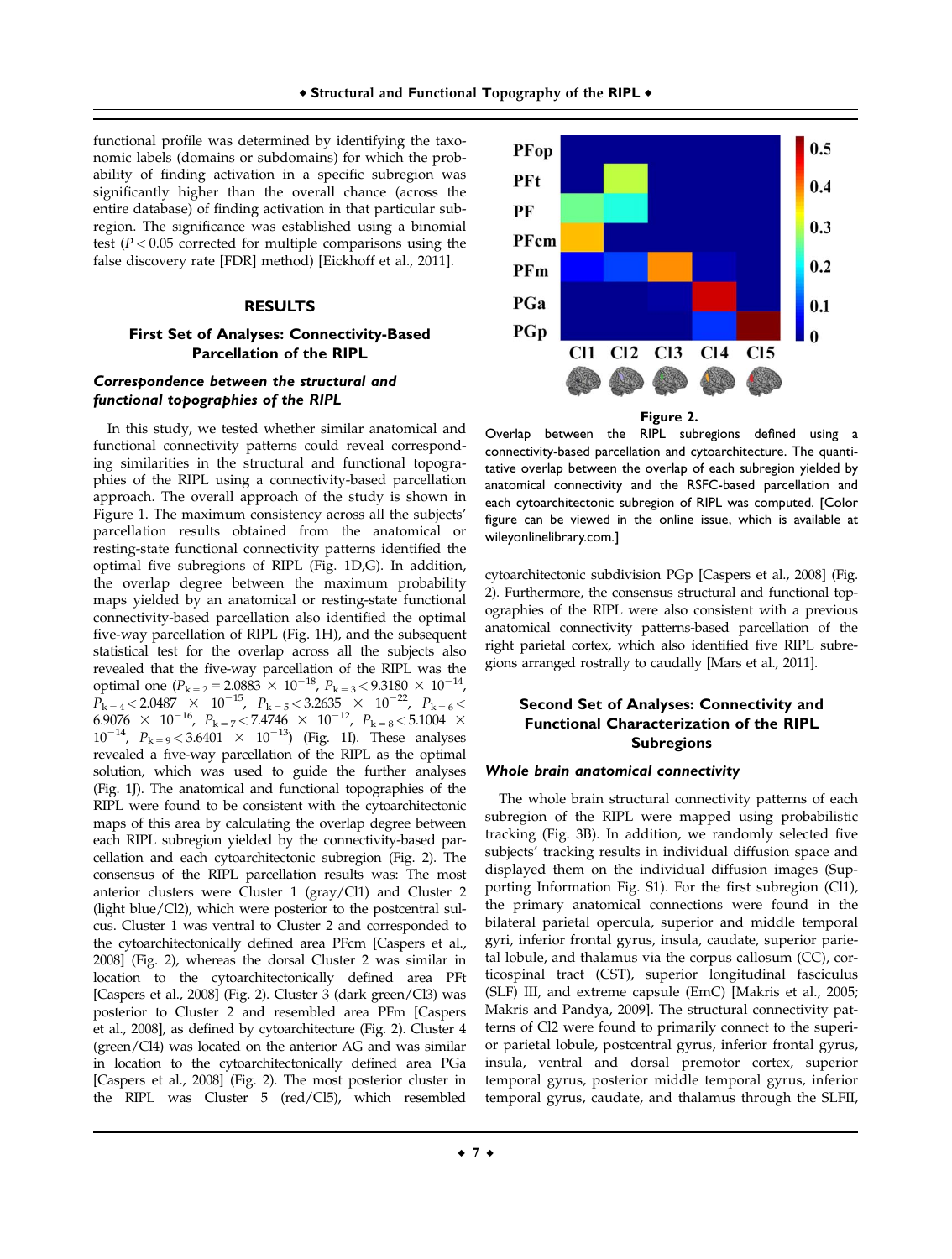functional profile was determined by identifying the taxonomic labels (domains or subdomains) for which the probability of finding activation in a specific subregion was significantly higher than the overall chance (across the entire database) of finding activation in that particular subregion. The significance was established using a binomial test ($P < 0.05$ corrected for multiple comparisons using the false discovery rate [FDR] method) [Eickhoff et al., 2011].

## RESULTS

### First Set of Analyses: Connectivity-Based Parcellation of the RIPL

#### *Correspondence between the structural and functional topographies of the RIPL*

In this study, we tested whether similar anatomical and functional connectivity patterns could reveal corresponding similarities in the structural and functional topographies of the RIPL using a connectivity-based parcellation approach. The overall approach of the study is shown in Figure 1. The maximum consistency across all the subjects' parcellation results obtained from the anatomical or resting-state functional connectivity patterns identified the optimal five subregions of RIPL (Fig. 1D,G). In addition, the overlap degree between the maximum probability maps yielded by an anatomical or resting-state functional connectivity-based parcellation also identified the optimal five-way parcellation of RIPL (Fig. 1H), and the subsequent statistical test for the overlap across all the subjects also revealed that the five-way parcellation of the RIPL was the optimal one ($P_{k=2} = 2.0883 \times 10^{-18}$, $P_{k=3} < 9.3180 \times 10^{-14}$, $P_{k=4} < 2.0487 \times 10^{-15}$, $P_{k=5} < 3.2635 \times 10^{-22}$, $P_{k=6} < 6.9076 \times 10^{-16}$, $P_{k=7} < 7.4746 \times 10^{-12}$, $P_{k=8} < 5.1004 \times 10^{-14}$, $P_{k=9} < 3.6401 \times 10^{-13}$) (Fig. 1I). These analyses revealed a five-way parcellation of the RIPL as the optimal solution, which was used to guide the further analyses (Fig. 1J). The anatomical and functional topographies of the RIPL were found to be consistent with the cytoarchitectonic maps of this area by calculating the overlap degree between each RIPL subregion yielded by the connectivity-based parcellation and each cytoarchitectonic subregion (Fig. 2). The consensus of the RIPL parcellation results was: The most anterior clusters were Cluster 1 (gray/Cl1) and Cluster 2 (light blue/Cl2), which were posterior to the postcentral sulcus. Cluster 1 was ventral to Cluster 2 and corresponded to the cytoarchitectonically defined area PFcm [Caspers et al., 2008] (Fig. 2), whereas the dorsal Cluster 2 was similar in location to the cytoarchitectonically defined area PFt [Caspers et al., 2008] (Fig. 2). Cluster 3 (dark green/Cl3) was posterior to Cluster 2 and resembled area PFm [Caspers et al., 2008], as defined by cytoarchitecture (Fig. 2). Cluster 4 (green/Cl4) was located on the anterior AG and was similar in location to the cytoarchitectonically defined area PGa [Caspers et al., 2008] (Fig. 2). The most posterior cluster in the RIPL was Cluster 5 (red/Cl5), which resembled cytoarchitectonic subdivision PGp [Caspers et al., 2008] (Fig. 2). Furthermore, the consensus structural and functional topographies of the RIPL were also consistent with a previous anatomical connectivity patterns-based parcellation of the right parietal cortex, which also identified five RIPL subregions arranged rostrally to caudally [Mars et al., 2011].

**Figure 2.**

Overlap between the RIPL subregions defined using a connectivity-based parcellation and cytoarchitecture. The quantitative overlap between the overlap of each subregion yielded by anatomical connectivity and the RSFC-based parcellation and each cytoarchitectonic subregion of RIPL was computed. [Color figure can be viewed in the online issue, which is available at wileyonlinelibrary.com.]

### Second Set of Analyses: Connectivity and Functional Characterization of the RIPL Subregions

#### *Whole brain anatomical connectivity*

The whole brain structural connectivity patterns of each subregion of the RIPL were mapped using probabilistic tracking (Fig. 3B). In addition, we randomly selected five subjects' tracking results in individual diffusion space and displayed them on the individual diffusion images (Supporting Information Fig. S1). For the first subregion (Cl1), the primary anatomical connections were found in the bilateral parietal opercula, superior and middle temporal gyri, inferior frontal gyrus, insula, caudate, superior parietal lobule, and thalamus via the corpus callosum (CC), corticospinal tract (CST), superior longitudinal fasciculus (SLF) III, and extreme capsule (EmC) [Makris et al., 2005; Makris and Pandya, 2009]. The structural connectivity patterns of Cl2 were found to primarily connect to the superior parietal lobule, postcentral gyrus, inferior frontal gyrus, insula, ventral and dorsal premotor cortex, superior temporal gyrus, posterior middle temporal gyrus, inferior temporal gyrus, caudate, and thalamus through the SLFII,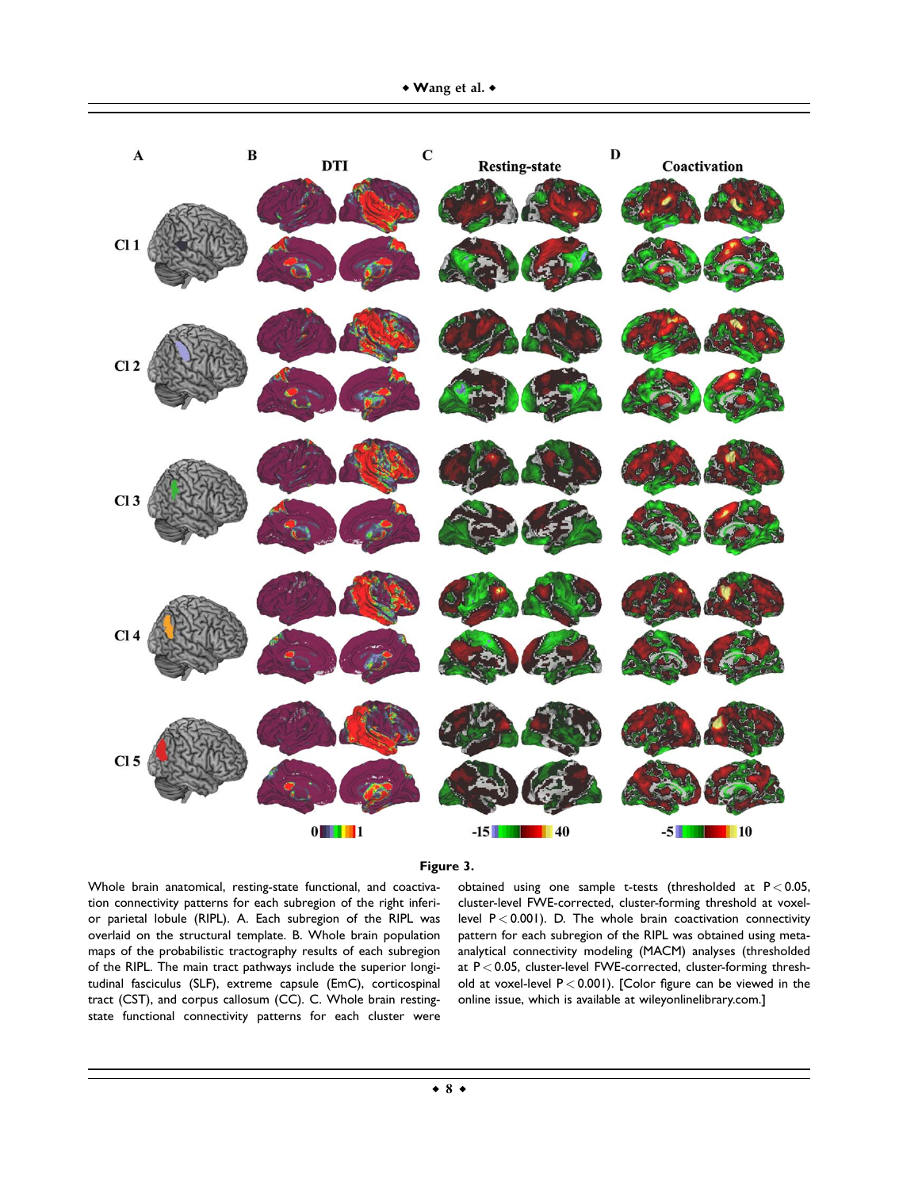**Figure 3.**

Whole brain anatomical, resting-state functional, and coactivation connectivity patterns for each subregion of the right inferior parietal lobule (RIPL). A. Each subregion of the RIPL was overlaid on the structural template. B. Whole brain population maps of the probabilistic tractography results of each subregion of the RIPL. The main tract pathways include the superior longitudinal fasciculus (SLF), extreme capsule (EmC), corticospinal tract (CST), and corpus callosum (CC). C. Whole brain resting-state functional connectivity patterns for each cluster were obtained using one sample t-tests (thresholded at $P < 0.05$, cluster-level FWE-corrected, cluster-forming threshold at voxel-level $P < 0.001$). D. The whole brain coactivation connectivity pattern for each subregion of the RIPL was obtained using meta-analytical connectivity modeling (MACM) analyses (thresholded at $P < 0.05$, cluster-level FWE-corrected, cluster-forming threshold at voxel-level $P < 0.001$). [Color figure can be viewed in the online issue, which is available at wileyonlinelibrary.com.]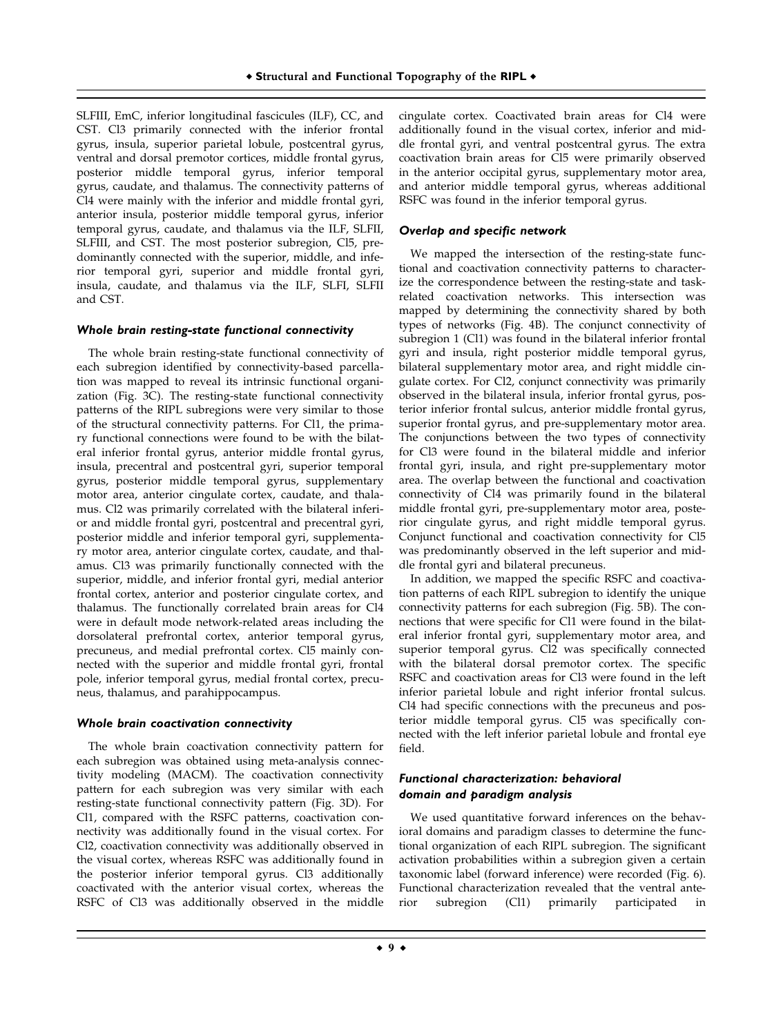SLFIII, EmC, inferior longitudinal fascicules (ILF), CC, and CST. Cl3 primarily connected with the inferior frontal gyrus, insula, superior parietal lobule, postcentral gyrus, ventral and dorsal premotor cortices, middle frontal gyrus, posterior middle temporal gyrus, inferior temporal gyrus, caudate, and thalamus. The connectivity patterns of Cl4 were mainly with the inferior and middle frontal gyri, anterior insula, posterior middle temporal gyrus, inferior temporal gyrus, caudate, and thalamus via the ILF, SLFII, SLFIII, and CST. The most posterior subregion, Cl5, predominantly connected with the superior, middle, and inferior temporal gyri, superior and middle frontal gyri, insula, caudate, and thalamus via the ILF, SLFI, SLFII and CST.

### *Whole brain resting-state functional connectivity*

The whole brain resting-state functional connectivity of each subregion identified by connectivity-based parcellation was mapped to reveal its intrinsic functional organization (Fig. 3C). The resting-state functional connectivity patterns of the RIPL subregions were very similar to those of the structural connectivity patterns. For Cl1, the primary functional connections were found to be with the bilateral inferior frontal gyrus, anterior middle frontal gyrus, insula, precentral and postcentral gyri, superior temporal gyrus, posterior middle temporal gyrus, supplementary motor area, anterior cingulate cortex, caudate, and thalamus. Cl2 was primarily correlated with the bilateral inferior and middle frontal gyri, postcentral and precentral gyri, posterior middle and inferior temporal gyri, supplementary motor area, anterior cingulate cortex, caudate, and thalamus. Cl3 was primarily functionally connected with the superior, middle, and inferior frontal gyri, medial anterior frontal cortex, anterior and posterior cingulate cortex, and thalamus. The functionally correlated brain areas for Cl4 were in default mode network-related areas including the dorsolateral prefrontal cortex, anterior temporal gyrus, precuneus, and medial prefrontal cortex. Cl5 mainly connected with the superior and middle frontal gyri, frontal pole, inferior temporal gyrus, medial frontal cortex, precuneus, thalamus, and parahippocampus.

### *Whole brain coactivation connectivity*

The whole brain coactivation connectivity pattern for each subregion was obtained using meta-analysis connectivity modeling (MACM). The coactivation connectivity pattern for each subregion was very similar with each resting-state functional connectivity pattern (Fig. 3D). For Cl1, compared with the RSFC patterns, coactivation connectivity was additionally found in the visual cortex. For Cl2, coactivation connectivity was additionally observed in the visual cortex, whereas RSFC was additionally found in the posterior inferior temporal gyrus. Cl3 additionally coactivated with the anterior visual cortex, whereas the RSFC of Cl3 was additionally observed in the middle cingulate cortex. Coactivated brain areas for Cl4 were additionally found in the visual cortex, inferior and middle frontal gyri, and ventral postcentral gyrus. The extra coactivation brain areas for Cl5 were primarily observed in the anterior occipital gyrus, supplementary motor area, and anterior middle temporal gyrus, whereas additional RSFC was found in the inferior temporal gyrus.

### *Overlap and specific network*

We mapped the intersection of the resting-state functional and coactivation connectivity patterns to characterize the correspondence between the resting-state and task-related coactivation networks. This intersection was mapped by determining the connectivity shared by both types of networks (Fig. 4B). The conjunct connectivity of subregion 1 (Cl1) was found in the bilateral inferior frontal gyri and insula, right posterior middle temporal gyrus, bilateral supplementary motor area, and right middle cingulate cortex. For Cl2, conjunct connectivity was primarily observed in the bilateral insula, inferior frontal gyrus, posterior inferior frontal sulcus, anterior middle frontal gyrus, superior frontal gyrus, and pre-supplementary motor area. The conjunctions between the two types of connectivity for Cl3 were found in the bilateral middle and inferior frontal gyri, insula, and right pre-supplementary motor area. The overlap between the functional and coactivation connectivity of Cl4 was primarily found in the bilateral middle frontal gyri, pre-supplementary motor area, posterior cingulate gyrus, and right middle temporal gyrus. Conjunct functional and coactivation connectivity for Cl5 was predominantly observed in the left superior and middle frontal gyri and bilateral precuneus.

In addition, we mapped the specific RSFC and coactivation patterns of each RIPL subregion to identify the unique connectivity patterns for each subregion (Fig. 5B). The connections that were specific for Cl1 were found in the bilateral inferior frontal gyri, supplementary motor area, and superior temporal gyrus. Cl2 was specifically connected with the bilateral dorsal premotor cortex. The specific RSFC and coactivation areas for Cl3 were found in the left inferior parietal lobule and right inferior frontal sulcus. Cl4 had specific connections with the precuneus and posterior middle temporal gyrus. Cl5 was specifically connected with the left inferior parietal lobule and frontal eye field.

### *Functional characterization: behavioral domain and paradigm analysis*

We used quantitative forward inferences on the behavioral domains and paradigm classes to determine the functional organization of each RIPL subregion. The significant activation probabilities within a subregion given a certain taxonomic label (forward inference) were recorded (Fig. 6). Functional characterization revealed that the ventral anterior subregion (Cl1) primarily participated in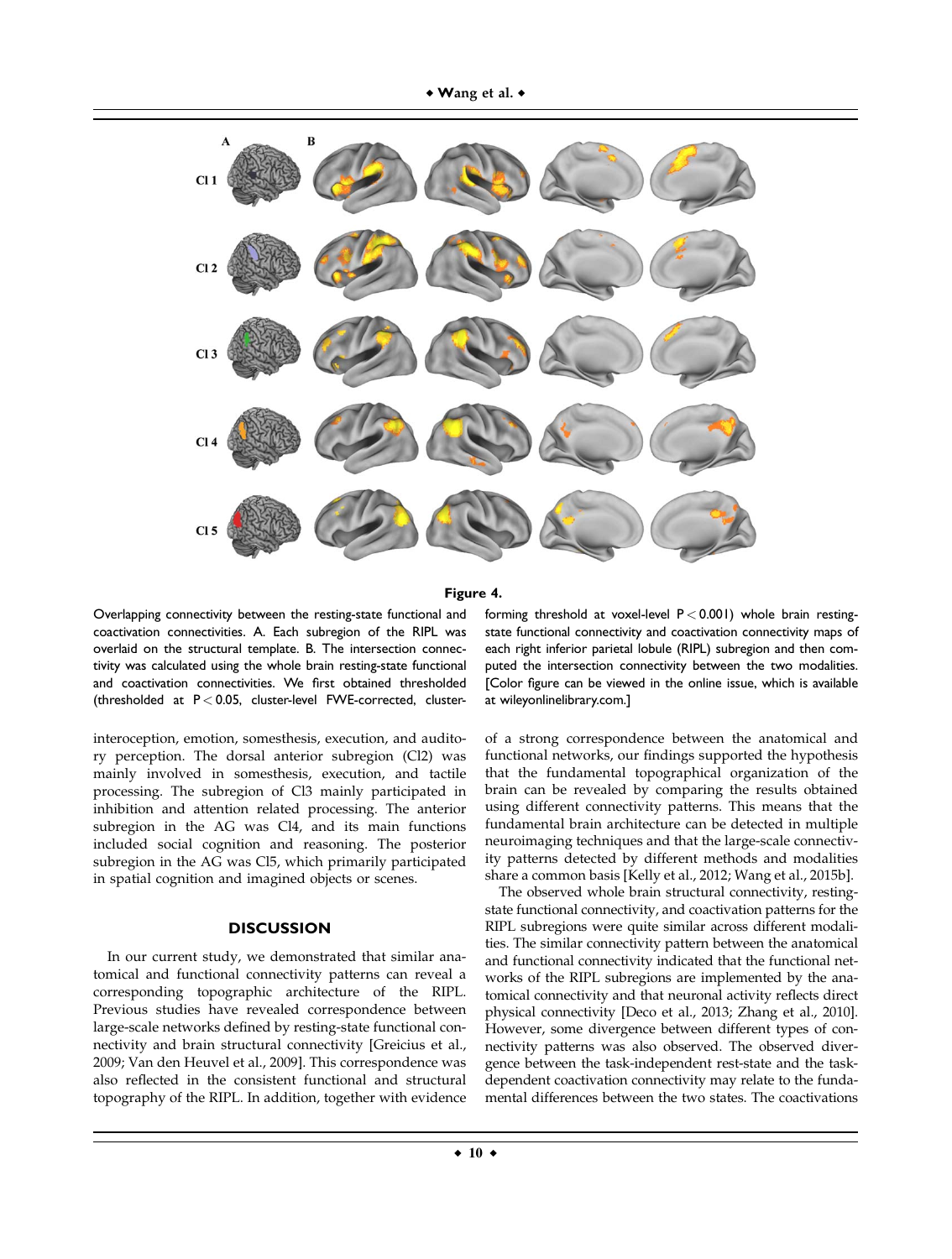**Figure 4.**

Overlapping connectivity between the resting-state functional and coactivation connectivities. A. Each subregion of the RIPL was overlaid on the structural template. B. The intersection connectivity was calculated using the whole brain resting-state functional and coactivation connectivities. We first obtained thresholded (thresholded at $P < 0.05$, cluster-level FWE-corrected, cluster-forming threshold at voxel-level $P < 0.001$) whole brain resting-state functional connectivity and coactivation connectivity maps of each right inferior parietal lobule (RIPL) subregion and then computed the intersection connectivity between the two modalities. [Color figure can be viewed in the online issue, which is available at wileyonlinelibrary.com.]

interoception, emotion, somesthesis, execution, and auditory perception. The dorsal anterior subregion (Cl2) was mainly involved in somesthesis, execution, and tactile processing. The subregion of Cl3 mainly participated in inhibition and attention related processing. The anterior subregion in the AG was Cl4, and its main functions included social cognition and reasoning. The posterior subregion in the AG was Cl5, which primarily participated in spatial cognition and imagined objects or scenes.

## DISCUSSION

In our current study, we demonstrated that similar anatomical and functional connectivity patterns can reveal a corresponding topographic architecture of the RIPL. Previous studies have revealed correspondence between large-scale networks defined by resting-state functional connectivity and brain structural connectivity [Greicius et al., 2009; Van den Heuvel et al., 2009]. This correspondence was also reflected in the consistent functional and structural topography of the RIPL. In addition, together with evidence of a strong correspondence between the anatomical and functional networks, our findings supported the hypothesis that the fundamental topographical organization of the brain can be revealed by comparing the results obtained using different connectivity patterns. This means that the fundamental brain architecture can be detected in multiple neuroimaging techniques and that the large-scale connectivity patterns detected by different methods and modalities share a common basis [Kelly et al., 2012; Wang et al., 2015b].

The observed whole brain structural connectivity, resting-state functional connectivity, and coactivation patterns for the RIPL subregions were quite similar across different modalities. The similar connectivity pattern between the anatomical and functional connectivity indicated that the functional networks of the RIPL subregions are implemented by the anatomical connectivity and that neuronal activity reflects direct physical connectivity [Deco et al., 2013; Zhang et al., 2010]. However, some divergence between different types of connectivity patterns was also observed. The observed divergence between the task-independent rest-state and the task-dependent coactivation connectivity may relate to the fundamental differences between the two states. The coactivations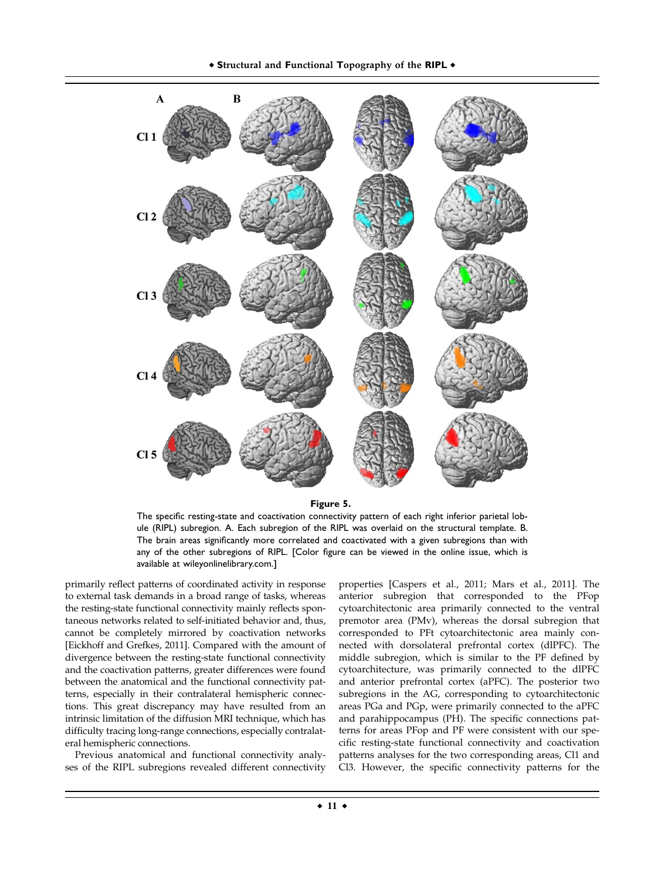**Figure 5.**

The specific resting-state and coactivation connectivity pattern of each right inferior parietal lobule (RIPL) subregion. A. Each subregion of the RIPL was overlaid on the structural template. B. The brain areas significantly more correlated and coactivated with a given subregions than with any of the other subregions of RIPL. [Color figure can be viewed in the online issue, which is available at wileyonlinelibrary.com.]

primarily reflect patterns of coordinated activity in response to external task demands in a broad range of tasks, whereas the resting-state functional connectivity mainly reflects spontaneous networks related to self-initiated behavior and, thus, cannot be completely mirrored by coactivation networks [Eickhoff and Grefkes, 2011]. Compared with the amount of divergence between the resting-state functional connectivity and the coactivation patterns, greater differences were found between the anatomical and the functional connectivity patterns, especially in their contralateral hemispheric connections. This great discrepancy may have resulted from an intrinsic limitation of the diffusion MRI technique, which has difficulty tracing long-range connections, especially contralateral hemispheric connections.

Previous anatomical and functional connectivity analyses of the RIPL subregions revealed different connectivity properties [Caspers et al., 2011; Mars et al., 2011]. The anterior subregion that corresponded to the PFop cytoarchitectonic area primarily connected to the ventral premotor area (PMv), whereas the dorsal subregion that corresponded to PFt cytoarchitectonic area mainly connected with dorsolateral prefrontal cortex (dlPFC). The middle subregion, which is similar to the PF defined by cytoarchitecture, was primarily connected to the dlPFC and anterior prefrontal cortex (aPFC). The posterior two subregions in the AG, corresponding to cytoarchitectonic areas PGa and PGp, were primarily connected to the aPFC and parahippocampus (PH). The specific connections patterns for areas PFop and PF were consistent with our specific resting-state functional connectivity and coactivation patterns analyses for the two corresponding areas, Cl1 and Cl3. However, the specific connectivity patterns for the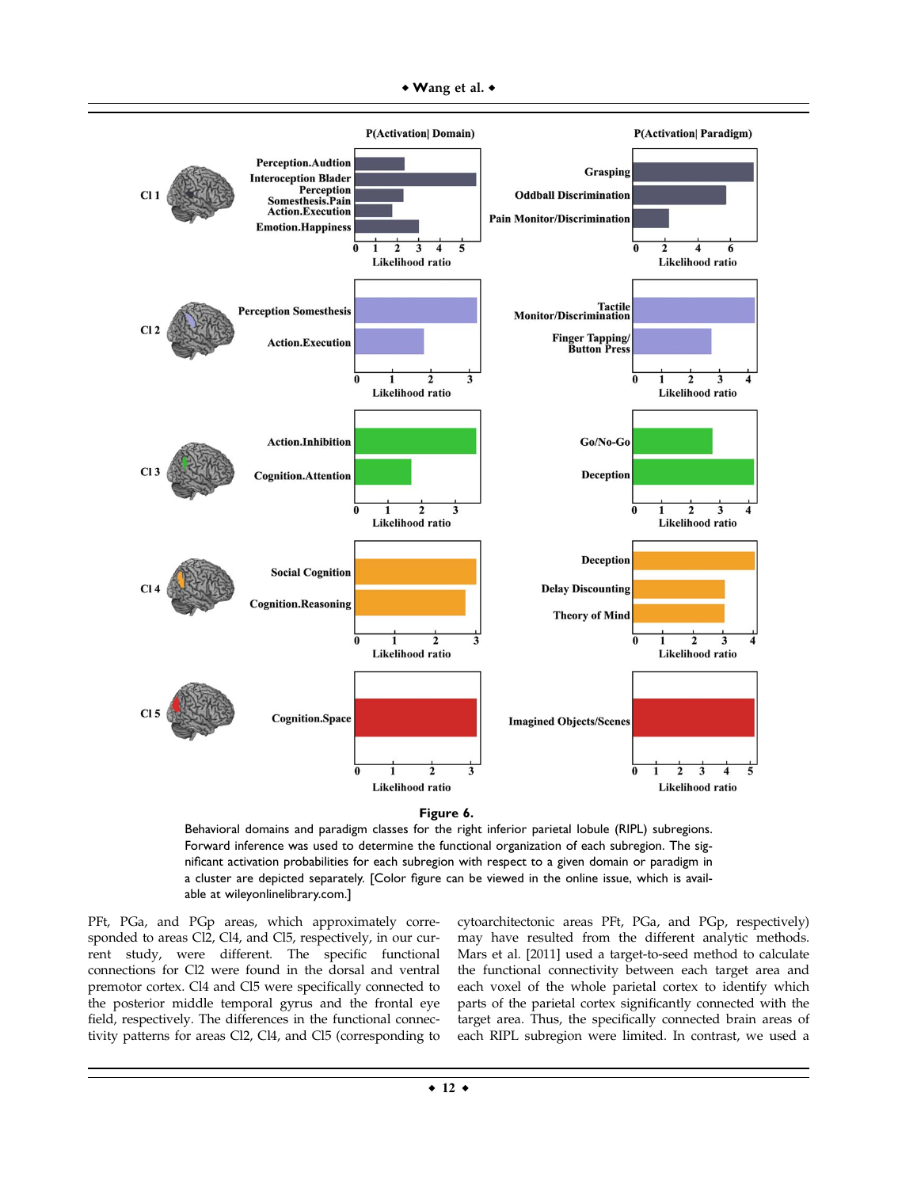**Figure 6.**

Behavioral domains and paradigm classes for the right inferior parietal lobule (RIPL) subregions. Forward inference was used to determine the functional organization of each subregion. The significant activation probabilities for each subregion with respect to a given domain or paradigm in a cluster are depicted separately. [Color figure can be viewed in the online issue, which is available at wileyonlinelibrary.com.]

PFt, PGa, and PGp areas, which approximately corresponded to areas Cl2, Cl4, and Cl5, respectively, in our current study, were different. The specific functional connections for Cl2 were found in the dorsal and ventral premotor cortex. Cl4 and Cl5 were specifically connected to the posterior middle temporal gyrus and the frontal eye field, respectively. The differences in the functional connectivity patterns for areas Cl2, Cl4, and Cl5 (corresponding to cytoarchitectonic areas PFt, PGa, and PGp, respectively) may have resulted from the different analytic methods. Mars et al. [2011] used a target-to-seed method to calculate the functional connectivity between each target area and each voxel of the whole parietal cortex to identify which parts of the parietal cortex significantly connected with the target area. Thus, the specifically connected brain areas of each RIPL subregion were limited. In contrast, we used a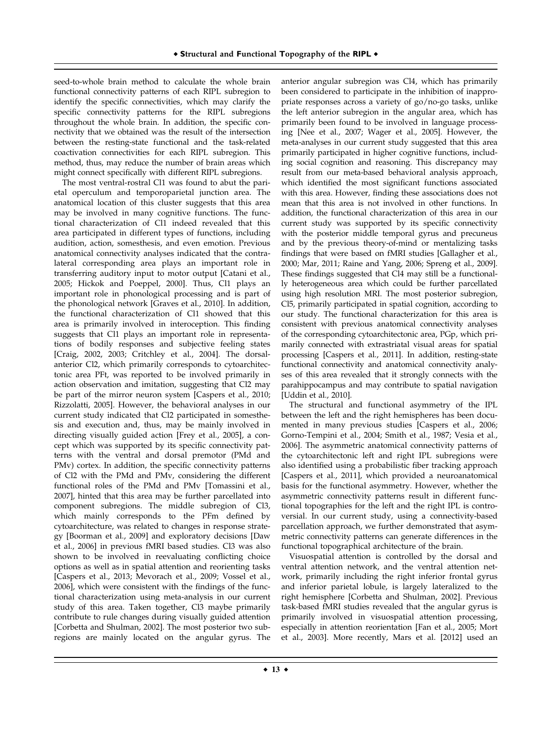seed-to-whole brain method to calculate the whole brain functional connectivity patterns of each RIPL subregion to identify the specific connectivities, which may clarify the specific connectivity patterns for the RIPL subregions throughout the whole brain. In addition, the specific connectivity that we obtained was the result of the intersection between the resting-state functional and the task-related coactivation connectivities for each RIPL subregion. This method, thus, may reduce the number of brain areas which might connect specifically with different RIPL subregions.

The most ventral-rostral Cl1 was found to abut the parietal operculum and temporoparietal junction area. The anatomical location of this cluster suggests that this area may be involved in many cognitive functions. The functional characterization of Cl1 indeed revealed that this area participated in different types of functions, including audition, action, somesthesis, and even emotion. Previous anatomical connectivity analyses indicated that the contralateral corresponding area plays an important role in transferring auditory input to motor output [Catani et al., 2005; Hickok and Poeppel, 2000]. Thus, Cl1 plays an important role in phonological processing and is part of the phonological network [Graves et al., 2010]. In addition, the functional characterization of Cl1 showed that this area is primarily involved in interoception. This finding suggests that Cl1 plays an important role in representations of bodily responses and subjective feeling states [Craig, 2002, 2003; Critchley et al., 2004]. The dorsal-anterior Cl2, which primarily corresponds to cytoarchitectonic area PFt, was reported to be involved primarily in action observation and imitation, suggesting that Cl2 may be part of the mirror neuron system [Caspers et al., 2010; Rizzolatti, 2005]. However, the behavioral analyses in our current study indicated that Cl2 participated in somesthesis and execution and, thus, may be mainly involved in directing visually guided action [Frey et al., 2005], a concept which was supported by its specific connectivity patterns with the ventral and dorsal premotor (PMd and PMv) cortex. In addition, the specific connectivity patterns of Cl2 with the PMd and PMv, considering the different functional roles of the PMd and PMv [Tomassini et al., 2007], hinted that this area may be further parcellated into component subregions. The middle subregion of Cl3, which mainly corresponds to the PFm defined by cytoarchitecture, was related to changes in response strategy [Boorman et al., 2009] and exploratory decisions [Daw et al., 2006] in previous fMRI based studies. Cl3 was also shown to be involved in reevaluating conflicting choice options as well as in spatial attention and reorienting tasks [Caspers et al., 2013; Mevorach et al., 2009; Vossel et al., 2006], which were consistent with the findings of the functional characterization using meta-analysis in our current study of this area. Taken together, Cl3 maybe primarily contribute to rule changes during visually guided attention [Corbetta and Shulman, 2002]. The most posterior two subregions are mainly located on the angular gyrus. The anterior angular subregion was Cl4, which has primarily been considered to participate in the inhibition of inappropriate responses across a variety of go/no-go tasks, unlike the left anterior subregion in the angular area, which has primarily been found to be involved in language processing [Nee et al., 2007; Wager et al., 2005]. However, the meta-analyses in our current study suggested that this area primarily participated in higher cognitive functions, including social cognition and reasoning. This discrepancy may result from our meta-based behavioral analysis approach, which identified the most significant functions associated with this area. However, finding these associations does not mean that this area is not involved in other functions. In addition, the functional characterization of this area in our current study was supported by its specific connectivity with the posterior middle temporal gyrus and precuneus and by the previous theory-of-mind or mentalizing tasks findings that were based on fMRI studies [Gallagher et al., 2000; Mar, 2011; Raine and Yang, 2006; Spreng et al., 2009]. These findings suggested that Cl4 may still be a functionally heterogeneous area which could be further parcellated using high resolution MRI. The most posterior subregion, Cl5, primarily participated in spatial cognition, according to our study. The functional characterization for this area is consistent with previous anatomical connectivity analyses of the corresponding cytoarchitectonic area, PGp, which primarily connected with extrastriatal visual areas for spatial processing [Caspers et al., 2011]. In addition, resting-state functional connectivity and anatomical connectivity analyses of this area revealed that it strongly connects with the parahippocampus and may contribute to spatial navigation [Uddin et al., 2010].

The structural and functional asymmetry of the IPL between the left and the right hemispheres has been documented in many previous studies [Caspers et al., 2006; Gorno-Tempini et al., 2004; Smith et al., 1987; Vesia et al., 2006]. The asymmetric anatomical connectivity patterns of the cytoarchitectonic left and right IPL subregions were also identified using a probabilistic fiber tracking approach [Caspers et al., 2011], which provided a neuroanatomical basis for the functional asymmetry. However, whether the asymmetric connectivity patterns result in different functional topographies for the left and the right IPL is controversial. In our current study, using a connectivity-based parcellation approach, we further demonstrated that asymmetric connectivity patterns can generate differences in the functional topographical architecture of the brain.

Visuospatial attention is controlled by the dorsal and ventral attention network, and the ventral attention network, primarily including the right inferior frontal gyrus and inferior parietal lobule, is largely lateralized to the right hemisphere [Corbetta and Shulman, 2002]. Previous task-based fMRI studies revealed that the angular gyrus is primarily involved in visuospatial attention processing, especially in attention reorientation [Fan et al., 2005; Mort et al., 2003]. More recently, Mars et al. [2012] used an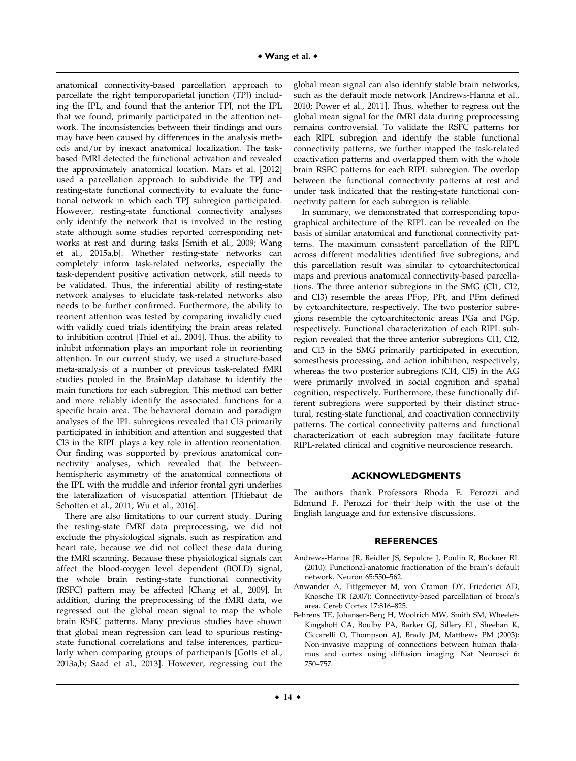anatomical connectivity-based parcellation approach to parcellate the right temporoparietal junction (TPJ) including the IPL, and found that the anterior TPJ, not the IPL that we found, primarily participated in the attention network. The inconsistencies between their findings and ours may have been caused by differences in the analysis methods and/or by inexact anatomical localization. The task-based fMRI detected the functional activation and revealed the approximately anatomical location. Mars et al. [2012] used a parcellation approach to subdivide the TPJ and resting-state functional connectivity to evaluate the functional network in which each TPJ subregion participated. However, resting-state functional connectivity analyses only identify the network that is involved in the resting state although some studies reported corresponding networks at rest and during tasks [Smith et al., 2009; Wang et al., 2015a,b]. Whether resting-state networks can completely inform task-related networks, especially the task-dependent positive activation network, still needs to be validated. Thus, the inferential ability of resting-state network analyses to elucidate task-related networks also needs to be further confirmed. Furthermore, the ability to reorient attention was tested by comparing invalidly cued with validly cued trials identifying the brain areas related to inhibition control [Thiel et al., 2004]. Thus, the ability to inhibit information plays an important role in reorienting attention. In our current study, we used a structure-based meta-analysis of a number of previous task-related fMRI studies pooled in the BrainMap database to identify the main functions for each subregion. This method can better and more reliably identify the associated functions for a specific brain area. The behavioral domain and paradigm analyses of the IPL subregions revealed that Cl3 primarily participated in inhibition and attention and suggested that Cl3 in the RIPL plays a key role in attention reorientation. Our finding was supported by previous anatomical connectivity analyses, which revealed that the between-hemispheric asymmetry of the anatomical connections of the IPL with the middle and inferior frontal gyri underlies the lateralization of visuospatial attention [Thiebaut de Schotten et al., 2011; Wu et al., 2016].

There are also limitations to our current study. During the resting-state fMRI data preprocessing, we did not exclude the physiological signals, such as respiration and heart rate, because we did not collect these data during the fMRI scanning. Because these physiological signals can affect the blood-oxygen level dependent (BOLD) signal, the whole brain resting-state functional connectivity (RSFC) pattern may be affected [Chang et al., 2009]. In addition, during the preprocessing of the fMRI data, we regressed out the global mean signal to map the whole brain RSFC patterns. Many previous studies have shown that global mean regression can lead to spurious resting-state functional correlations and false inferences, particularly when comparing groups of participants [Gotts et al., 2013a,b; Saad et al., 2013]. However, regressing out the global mean signal can also identify stable brain networks, such as the default mode network [Andrews-Hanna et al., 2010; Power et al., 2011]. Thus, whether to regress out the global mean signal for the fMRI data during preprocessing remains controversial. To validate the RSFC patterns for each RIPL subregion and identify the stable functional connectivity patterns, we further mapped the task-related coactivation patterns and overlapped them with the whole brain RSFC patterns for each RIPL subregion. The overlap between the functional connectivity patterns at rest and under task indicated that the resting-state functional connectivity pattern for each subregion is reliable.

In summary, we demonstrated that corresponding topographical architecture of the RIPL can be revealed on the basis of similar anatomical and functional connectivity patterns. The maximum consistent parcellation of the RIPL across different modalities identified five subregions, and this parcellation result was similar to cytoarchitectonical maps and previous anatomical connectivity-based parcellations. The three anterior subregions in the SMG (Cl1, Cl2, and Cl3) resemble the areas PFop, PFt, and PFm defined by cytoarchitecture, respectively. The two posterior subregions resemble the cytoarchitectonic areas PGa and PGp, respectively. Functional characterization of each RIPL subregion revealed that the three anterior subregions Cl1, Cl2, and Cl3 in the SMG primarily participated in execution, somesthesis processing, and action inhibition, respectively, whereas the two posterior subregions (Cl4, Cl5) in the AG were primarily involved in social cognition and spatial cognition, respectively. Furthermore, these functionally different subregions were supported by their distinct structural, resting-state functional, and coactivation connectivity patterns. The cortical connectivity patterns and functional characterization of each subregion may facilitate future RIPL-related clinical and cognitive neuroscience research.

## ACKNOWLEDGMENTS

The authors thank Professors Rhoda E. Perozzi and Edmund F. Perozzi for their help with the use of the English language and for extensive discussions.

## REFERENCES

Andrews-Hanna JR, Reidler JS, Sepulcre J, Poulin R, Buckner RL (2010): Functional-anatomic fractionation of the brain's default network. Neuron 65:550–562.

Anwander A, Tittgemeyer M, von Cramon DY, Friederici AD, Knosche TR (2007): Connectivity-based parcellation of broca's area. Cereb Cortex 17:816–825.

Behrens TE, Johansen-Berg H, Woolrich MW, Smith SM, Wheeler-Kingshott CA, Boulby PA, Barker GJ, Sillery EL, Sheehan K, Ciccarelli O, Thompson AJ, Brady JM, Matthews PM (2003): Non-invasive mapping of connections between human thalamus and cortex using diffusion imaging. Nat Neurosci 6: 750–757.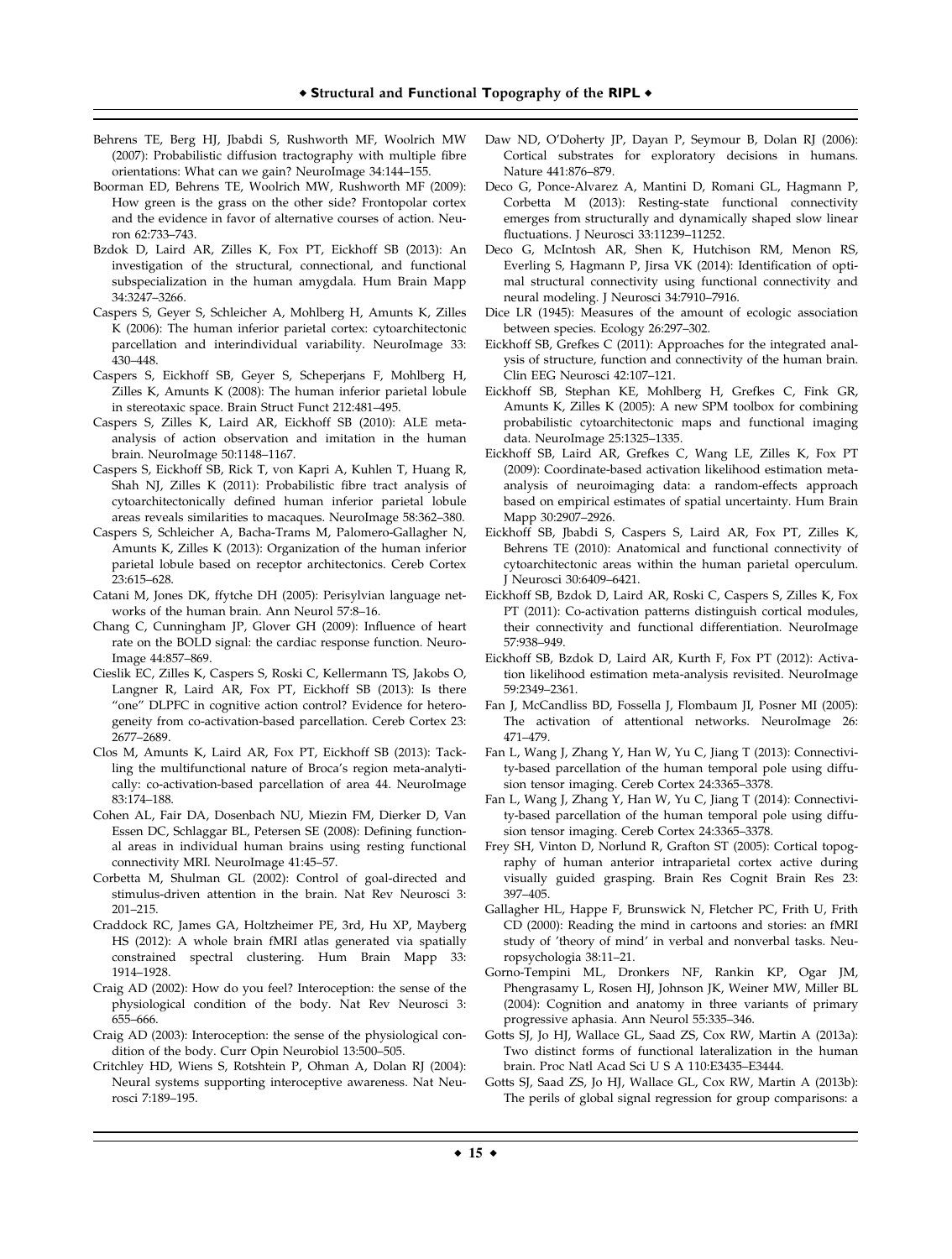Behrens TE, Berg HJ, Jbabdi S, Rushworth MF, Woolrich MW (2007): Probabilistic diffusion tractography with multiple fibre orientations: What can we gain? NeuroImage 34:144–155.

Boorman ED, Behrens TE, Woolrich MW, Rushworth MF (2009): How green is the grass on the other side? Frontopolar cortex and the evidence in favor of alternative courses of action. Neuron 62:733–743.

Bzdok D, Laird AR, Zilles K, Fox PT, Eickhoff SB (2013): An investigation of the structural, connectional, and functional subspecialization in the human amygdala. Hum Brain Mapp 34:3247–3266.

Caspers S, Geyer S, Schleicher A, Mohlberg H, Amunts K, Zilles K (2006): The human inferior parietal cortex: cytoarchitectonic parcellation and interindividual variability. NeuroImage 33: 430–448.

Caspers S, Eickhoff SB, Geyer S, Scheperjans F, Mohlberg H, Zilles K, Amunts K (2008): The human inferior parietal lobule in stereotaxic space. Brain Struct Funct 212:481–495.

Caspers S, Zilles K, Laird AR, Eickhoff SB (2010): ALE meta-analysis of action observation and imitation in the human brain. NeuroImage 50:1148–1167.

Caspers S, Eickhoff SB, Rick T, von Kapri A, Kuhlen T, Huang R, Shah NJ, Zilles K (2011): Probabilistic fibre tract analysis of cytoarchitectonically defined human inferior parietal lobule areas reveals similarities to macaques. NeuroImage 58:362–380.

Caspers S, Schleicher A, Bacha-Trams M, Palomero-Gallagher N, Amunts K, Zilles K (2013): Organization of the human inferior parietal lobule based on receptor architectonics. Cereb Cortex 23:615–628.

Catani M, Jones DK, ffytche DH (2005): Perisylvian language networks of the human brain. Ann Neurol 57:8–16.

Chang C, Cunningham JP, Glover GH (2009): Influence of heart rate on the BOLD signal: the cardiac response function. NeuroImage 44:857–869.

Cieslik EC, Zilles K, Caspers S, Roski C, Kellermann TS, Jakobs O, Langner R, Laird AR, Fox PT, Eickhoff SB (2013): Is there "one" DLPFC in cognitive action control? Evidence for heterogeneity from co-activation-based parcellation. Cereb Cortex 23: 2677–2689.

Clos M, Amunts K, Laird AR, Fox PT, Eickhoff SB (2013): Tackling the multifunctional nature of Broca's region meta-analytically: co-activation-based parcellation of area 44. NeuroImage 83:174–188.

Cohen AL, Fair DA, Dosenbach NU, Miezin FM, Dierker D, Van Essen DC, Schlaggar BL, Petersen SE (2008): Defining functional areas in individual human brains using resting functional connectivity MRI. NeuroImage 41:45–57.

Corbetta M, Shulman GL (2002): Control of goal-directed and stimulus-driven attention in the brain. Nat Rev Neurosci 3: 201–215.

Craddock RC, James GA, Holtzheimer PE, 3rd, Hu XP, Mayberg HS (2012): A whole brain fMRI atlas generated via spatially constrained spectral clustering. Hum Brain Mapp 33: 1914–1928.

Craig AD (2002): How do you feel? Interoception: the sense of the physiological condition of the body. Nat Rev Neurosci 3: 655–666.

Craig AD (2003): Interoception: the sense of the physiological condition of the body. Curr Opin Neurobiol 13:500–505.

Critchley HD, Wiens S, Rotshtein P, Ohman A, Dolan RJ (2004): Neural systems supporting interoceptive awareness. Nat Neurosci 7:189–195.

Daw ND, O'Doherty JP, Dayan P, Seymour B, Dolan RJ (2006): Cortical substrates for exploratory decisions in humans. Nature 441:876–879.

Deco G, Ponce-Alvarez A, Mantini D, Romani GL, Hagmann P, Corbetta M (2013): Resting-state functional connectivity emerges from structurally and dynamically shaped slow linear fluctuations. J Neurosci 33:11239–11252.

Deco G, McIntosh AR, Shen K, Hutchison RM, Menon RS, Everling S, Hagmann P, Jirsa VK (2014): Identification of optimal structural connectivity using functional connectivity and neural modeling. J Neurosci 34:7910–7916.

Dice LR (1945): Measures of the amount of ecologic association between species. Ecology 26:297–302.

Eickhoff SB, Grefkes C (2011): Approaches for the integrated analysis of structure, function and connectivity of the human brain. Clin EEG Neurosci 42:107–121.

Eickhoff SB, Stephan KE, Mohlberg H, Grefkes C, Fink GR, Amunts K, Zilles K (2005): A new SPM toolbox for combining probabilistic cytoarchitectonic maps and functional imaging data. NeuroImage 25:1325–1335.

Eickhoff SB, Laird AR, Grefkes C, Wang LE, Zilles K, Fox PT (2009): Coordinate-based activation likelihood estimation meta-analysis of neuroimaging data: a random-effects approach based on empirical estimates of spatial uncertainty. Hum Brain Mapp 30:2907–2926.

Eickhoff SB, Jbabdi S, Caspers S, Laird AR, Fox PT, Zilles K, Behrens TE (2010): Anatomical and functional connectivity of cytoarchitectonic areas within the human parietal operculum. J Neurosci 30:6409–6421.

Eickhoff SB, Bzdok D, Laird AR, Roski C, Caspers S, Zilles K, Fox PT (2011): Co-activation patterns distinguish cortical modules, their connectivity and functional differentiation. NeuroImage 57:938–949.

Eickhoff SB, Bzdok D, Laird AR, Kurth F, Fox PT (2012): Activation likelihood estimation meta-analysis revisited. NeuroImage 59:2349–2361.

Fan J, McCandliss BD, Fossella J, Flombaum JI, Posner MI (2005): The activation of attentional networks. NeuroImage 26: 471–479.

Fan L, Wang J, Zhang Y, Han W, Yu C, Jiang T (2013): Connectivity-based parcellation of the human temporal pole using diffusion tensor imaging. Cereb Cortex 24:3365–3378.

Fan L, Wang J, Zhang Y, Han W, Yu C, Jiang T (2014): Connectivity-based parcellation of the human temporal pole using diffusion tensor imaging. Cereb Cortex 24:3365–3378.

Frey SH, Vinton D, Norlund R, Grafton ST (2005): Cortical topography of human anterior intraparietal cortex active during visually guided grasping. Brain Res Cognit Brain Res 23: 397–405.

Gallagher HL, Happe F, Brunswick N, Fletcher PC, Frith U, Frith CD (2000): Reading the mind in cartoons and stories: an fMRI study of 'theory of mind' in verbal and nonverbal tasks. Neuropsychologia 38:11–21.

Gorno-Tempini ML, Dronkers NF, Rankin KP, Ogar JM, Phengrasamy L, Rosen HJ, Johnson JK, Weiner MW, Miller BL (2004): Cognition and anatomy in three variants of primary progressive aphasia. Ann Neurol 55:335–346.

Gotts SJ, Jo HJ, Wallace GL, Saad ZS, Cox RW, Martin A (2013a): Two distinct forms of functional lateralization in the human brain. Proc Natl Acad Sci U S A 110:E3435–E3444.

Gotts SJ, Saad ZS, Jo HJ, Wallace GL, Cox RW, Martin A (2013b): The perils of global signal regression for group comparisons: a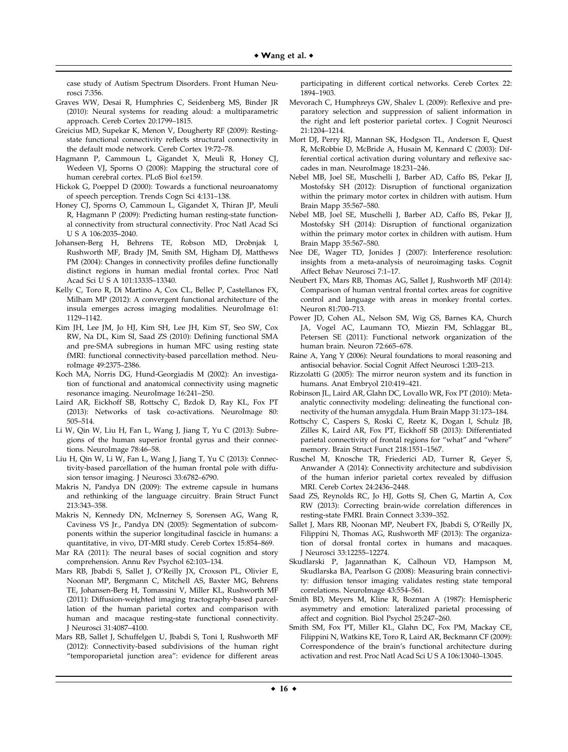case study of Autism Spectrum Disorders. Front Human Neurosci 7:356.

Graves WW, Desai R, Humphries C, Seidenberg MS, Binder JR (2010): Neural systems for reading aloud: a multiparametric approach. Cereb Cortex 20:1799–1815.

Greicius MD, Supekar K, Menon V, Dougherty RF (2009): Resting-state functional connectivity reflects structural connectivity in the default mode network. Cereb Cortex 19:72–78.

Hagmann P, Cammoun L, Gigandet X, Meuli R, Honey CJ, Wedeen VJ, Sporns O (2008): Mapping the structural core of human cerebral cortex. PLoS Biol 6:e159.

Hickok G, Poeppel D (2000): Towards a functional neuroanatomy of speech perception. Trends Cogn Sci 4:131–138.

Honey CJ, Sporns O, Cammoun L, Gigandet X, Thiran JP, Meuli R, Hagmann P (2009): Predicting human resting-state functional connectivity from structural connectivity. Proc Natl Acad Sci U S A 106:2035–2040.

Johansen-Berg H, Behrens TE, Robson MD, Drobnjak I, Rushworth MF, Brady JM, Smith SM, Higham DJ, Matthews PM (2004): Changes in connectivity profiles define functionally distinct regions in human medial frontal cortex. Proc Natl Acad Sci U S A 101:13335–13340.

Kelly C, Toro R, Di Martino A, Cox CL, Bellec P, Castellanos FX, Milham MP (2012): A convergent functional architecture of the insula emerges across imaging modalities. NeuroImage 61: 1129–1142.

Kim JH, Lee JM, Jo HJ, Kim SH, Lee JH, Kim ST, Seo SW, Cox RW, Na DL, Kim SI, Saad ZS (2010): Defining functional SMA and pre-SMA subregions in human MFC using resting state fMRI: functional connectivity-based parcellation method. NeuroImage 49:2375–2386.

Koch MA, Norris DG, Hund-Georgiadis M (2002): An investigation of functional and anatomical connectivity using magnetic resonance imaging. NeuroImage 16:241–250.

Laird AR, Eickhoff SB, Rottschy C, Bzdok D, Ray KL, Fox PT (2013): Networks of task co-activations. NeuroImage 80: 505–514.

Li W, Qin W, Liu H, Fan L, Wang J, Jiang T, Yu C (2013): Subregions of the human superior frontal gyrus and their connections. NeuroImage 78:46–58.

Liu H, Qin W, Li W, Fan L, Wang J, Jiang T, Yu C (2013): Connectivity-based parcellation of the human frontal pole with diffusion tensor imaging. J Neurosci 33:6782–6790.

Makris N, Pandya DN (2009): The extreme capsule in humans and rethinking of the language circuitry. Brain Struct Funct 213:343–358.

Makris N, Kennedy DN, McInerney S, Sorensen AG, Wang R, Caviness VS Jr., Pandya DN (2005): Segmentation of subcomponents within the superior longitudinal fascicle in humans: a quantitative, in vivo, DT-MRI study. Cereb Cortex 15:854–869.

Mar RA (2011): The neural bases of social cognition and story comprehension. Annu Rev Psychol 62:103–134.

Mars RB, Jbabdi S, Sallet J, O'Reilly JX, Croxson PL, Olivier E, Noonan MP, Bergmann C, Mitchell AS, Baxter MG, Behrens TE, Johansen-Berg H, Tomassini V, Miller KL, Rushworth MF (2011): Diffusion-weighted imaging tractography-based parcellation of the human parietal cortex and comparison with human and macaque resting-state functional connectivity. J Neurosci 31:4087–4100.

Mars RB, Sallet J, Schuffelgen U, Jbabdi S, Toni I, Rushworth MF (2012): Connectivity-based subdivisions of the human right "temporoparietal junction area": evidence for different areas participating in different cortical networks. Cereb Cortex 22: 1894–1903.

Mevorach C, Humphreys GW, Shalev L (2009): Reflexive and preparatory selection and suppression of salient information in the right and left posterior parietal cortex. J Cognit Neurosci 21:1204–1214.

Mort DJ, Perry RJ, Mannan SK, Hodgson TL, Anderson E, Quest R, McRobbie D, McBride A, Husain M, Kennard C (2003): Differential cortical activation during voluntary and reflexive saccades in man. NeuroImage 18:231–246.

Nebel MB, Joel SE, Muschelli J, Barber AD, Caffo BS, Pekar JJ, Mostofsky SH (2012): Disruption of functional organization within the primary motor cortex in children with autism. Hum Brain Mapp 35:567–580.

Nebel MB, Joel SE, Muschelli J, Barber AD, Caffo BS, Pekar JJ, Mostofsky SH (2014): Disruption of functional organization within the primary motor cortex in children with autism. Hum Brain Mapp 35:567–580.

Nee DE, Wager TD, Jonides J (2007): Interference resolution: insights from a meta-analysis of neuroimaging tasks. Cognit Affect Behav Neurosci 7:1–17.

Neubert FX, Mars RB, Thomas AG, Sallet J, Rushworth MF (2014): Comparison of human ventral frontal cortex areas for cognitive control and language with areas in monkey frontal cortex. Neuron 81:700–713.

Power JD, Cohen AL, Nelson SM, Wig GS, Barnes KA, Church JA, Vogel AC, Laumann TO, Miezin FM, Schlaggar BL, Petersen SE (2011): Functional network organization of the human brain. Neuron 72:665–678.

Raine A, Yang Y (2006): Neural foundations to moral reasoning and antisocial behavior. Social Cognit Affect Neurosci 1:203–213.

Rizzolatti G (2005): The mirror neuron system and its function in humans. Anat Embryol 210:419–421.

Robinson JL, Laird AR, Glahn DC, Lovallo WR, Fox PT (2010): Meta-analytic connectivity modeling: delineating the functional connectivity of the human amygdala. Hum Brain Mapp 31:173–184.

Rottschy C, Caspers S, Roski C, Reetz K, Dogan I, Schulz JB, Zilles K, Laird AR, Fox PT, Eickhoff SB (2013): Differentiated parietal connectivity of frontal regions for "what" and "where" memory. Brain Struct Funct 218:1551–1567.

Ruschel M, Knosche TR, Friederici AD, Turner R, Geyer S, Anwander A (2014): Connectivity architecture and subdivision of the human inferior parietal cortex revealed by diffusion MRI. Cereb Cortex 24:2436–2448.

Saad ZS, Reynolds RC, Jo HJ, Gotts SJ, Chen G, Martin A, Cox RW (2013): Correcting brain-wide correlation differences in resting-state FMRI. Brain Connect 3:339–352.

Sallet J, Mars RB, Noonan MP, Neubert FX, Jbabdi S, O'Reilly JX, Filippini N, Thomas AG, Rushworth MF (2013): The organization of dorsal frontal cortex in humans and macaques. J Neurosci 33:12255–12274.

Skudlarski P, Jagannathan K, Calhoun VD, Hampson M, Skudlarska BA, Pearlson G (2008): Measuring brain connectivity: diffusion tensor imaging validates resting state temporal correlations. NeuroImage 43:554–561.

Smith BD, Meyers M, Kline R, Bozman A (1987): Hemispheric asymmetry and emotion: lateralized parietal processing of affect and cognition. Biol Psychol 25:247–260.

Smith SM, Fox PT, Miller KL, Glahn DC, Fox PM, Mackay CE, Filippini N, Watkins KE, Toro R, Laird AR, Beckmann CF (2009): Correspondence of the brain's functional architecture during activation and rest. Proc Natl Acad Sci U S A 106:13040–13045.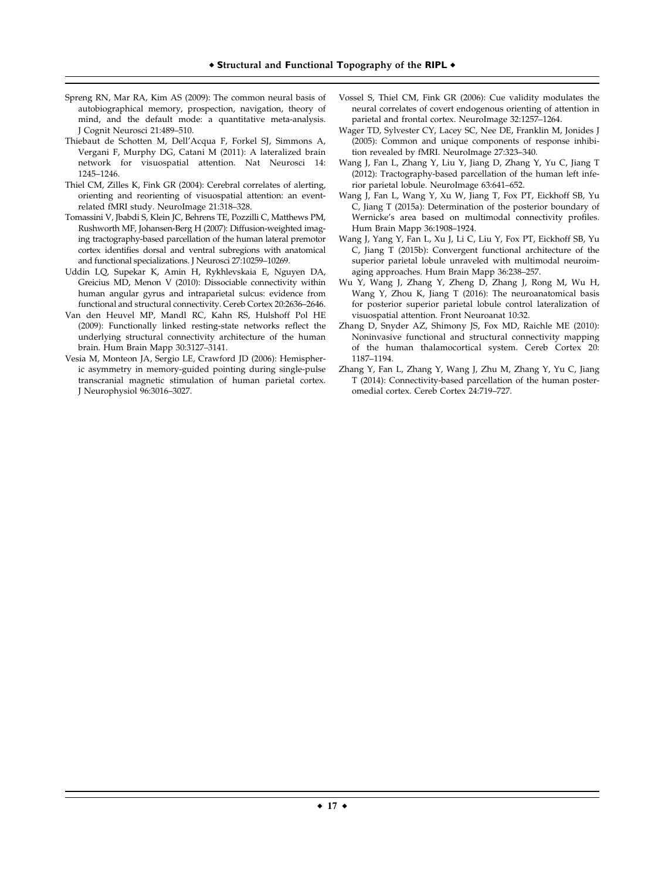Spreng RN, Mar RA, Kim AS (2009): The common neural basis of autobiographical memory, prospection, navigation, theory of mind, and the default mode: a quantitative meta-analysis. J Cognit Neurosci 21:489–510.

Thiebaut de Schotten M, Dell'Acqua F, Forkel SJ, Simmons A, Vergani F, Murphy DG, Catani M (2011): A lateralized brain network for visuospatial attention. Nat Neurosci 14: 1245–1246.

Thiel CM, Zilles K, Fink GR (2004): Cerebral correlates of alerting, orienting and reorienting of visuospatial attention: an event-related fMRI study. NeuroImage 21:318–328.

Tomassini V, Jbabdi S, Klein JC, Behrens TE, Pozzilli C, Matthews PM, Rushworth MF, Johansen-Berg H (2007): Diffusion-weighted imaging tractography-based parcellation of the human lateral premotor cortex identifies dorsal and ventral subregions with anatomical and functional specializations. J Neurosci 27:10259–10269.

Uddin LQ, Supekar K, Amin H, Rykhlevskaia E, Nguyen DA, Greicius MD, Menon V (2010): Dissociable connectivity within human angular gyrus and intraparietal sulcus: evidence from functional and structural connectivity. Cereb Cortex 20:2636–2646.

Van den Heuvel MP, Mandl RC, Kahn RS, Hulshoff Pol HE (2009): Functionally linked resting-state networks reflect the underlying structural connectivity architecture of the human brain. Hum Brain Mapp 30:3127–3141.

Vesia M, Monteon JA, Sergio LE, Crawford JD (2006): Hemispheric asymmetry in memory-guided pointing during single-pulse transcranial magnetic stimulation of human parietal cortex. J Neurophysiol 96:3016–3027.

Vossel S, Thiel CM, Fink GR (2006): Cue validity modulates the neural correlates of covert endogenous orienting of attention in parietal and frontal cortex. NeuroImage 32:1257–1264.

Wager TD, Sylvester CY, Lacey SC, Nee DE, Franklin M, Jonides J (2005): Common and unique components of response inhibition revealed by fMRI. NeuroImage 27:323–340.

Wang J, Fan L, Zhang Y, Liu Y, Jiang D, Zhang Y, Yu C, Jiang T (2012): Tractography-based parcellation of the human left inferior parietal lobule. NeuroImage 63:641–652.

Wang J, Fan L, Wang Y, Xu W, Jiang T, Fox PT, Eickhoff SB, Yu C, Jiang T (2015a): Determination of the posterior boundary of Wernicke's area based on multimodal connectivity profiles. Hum Brain Mapp 36:1908–1924.

Wang J, Yang Y, Fan L, Xu J, Li C, Liu Y, Fox PT, Eickhoff SB, Yu C, Jiang T (2015b): Convergent functional architecture of the superior parietal lobule unraveled with multimodal neuroimaging approaches. Hum Brain Mapp 36:238–257.

Wu Y, Wang J, Zhang Y, Zheng D, Zhang J, Rong M, Wu H, Wang Y, Zhou K, Jiang T (2016): The neuroanatomical basis for posterior superior parietal lobule control lateralization of visuospatial attention. Front Neuroanat 10:32.

Zhang D, Snyder AZ, Shimony JS, Fox MD, Raichle ME (2010): Noninvasive functional and structural connectivity mapping of the human thalamocortical system. Cereb Cortex 20: 1187–1194.

Zhang Y, Fan L, Zhang Y, Wang J, Zhu M, Zhang Y, Yu C, Jiang T (2014): Connectivity-based parcellation of the human posteromedial cortex. Cereb Cortex 24:719–727.